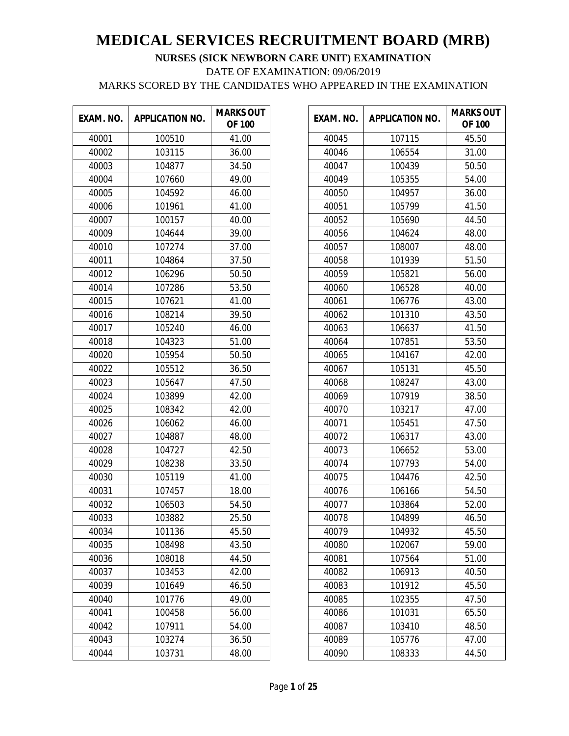# MEDICAL SERVICES RECRUITMENT BOARD (MRB)

## NURSES (SICK NEWBORN CARE UNIT) EXAMINATION

DATE OF EXAMINATION: 09/06/2019

MARKS SCORED BY THE CANDIDATES WHO APPEARED IN THE EXAMINATION

| EXAM. NO. | APPLICATION NO. | MARKS OUT OF 100 |
|---|---|---|
| 40001 | 100510 | 41.00 |
| 40002 | 103115 | 36.00 |
| 40003 | 104877 | 34.50 |
| 40004 | 107660 | 49.00 |
| 40005 | 104592 | 46.00 |
| 40006 | 101961 | 41.00 |
| 40007 | 100157 | 40.00 |
| 40009 | 104644 | 39.00 |
| 40010 | 107274 | 37.00 |
| 40011 | 104864 | 37.50 |
| 40012 | 106296 | 50.50 |
| 40014 | 107286 | 53.50 |
| 40015 | 107621 | 41.00 |
| 40016 | 108214 | 39.50 |
| 40017 | 105240 | 46.00 |
| 40018 | 104323 | 51.00 |
| 40020 | 105954 | 50.50 |
| 40022 | 105512 | 36.50 |
| 40023 | 105647 | 47.50 |
| 40024 | 103899 | 42.00 |
| 40025 | 108342 | 42.00 |
| 40026 | 106062 | 46.00 |
| 40027 | 104887 | 48.00 |
| 40028 | 104727 | 42.50 |
| 40029 | 108238 | 33.50 |
| 40030 | 105119 | 41.00 |
| 40031 | 107457 | 18.00 |
| 40032 | 106503 | 54.50 |
| 40033 | 103882 | 25.50 |
| 40034 | 101136 | 45.50 |
| 40035 | 108498 | 43.50 |
| 40036 | 108018 | 44.50 |
| 40037 | 103453 | 42.00 |
| 40039 | 101649 | 46.50 |
| 40040 | 101776 | 49.00 |
| 40041 | 100458 | 56.00 |
| 40042 | 107911 | 54.00 |
| 40043 | 103274 | 36.50 |
| 40044 | 103731 | 48.00 |
| 40045 | 107115 | 45.50 |
| 40046 | 106554 | 31.00 |
| 40047 | 100439 | 50.50 |
| 40049 | 105355 | 54.00 |
| 40050 | 104957 | 36.00 |
| 40051 | 105799 | 41.50 |
| 40052 | 105690 | 44.50 |
| 40056 | 104624 | 48.00 |
| 40057 | 108007 | 48.00 |
| 40058 | 101939 | 51.50 |
| 40059 | 105821 | 56.00 |
| 40060 | 106528 | 40.00 |
| 40061 | 106776 | 43.00 |
| 40062 | 101310 | 43.50 |
| 40063 | 106637 | 41.50 |
| 40064 | 107851 | 53.50 |
| 40065 | 104167 | 42.00 |
| 40067 | 105131 | 45.50 |
| 40068 | 108247 | 43.00 |
| 40069 | 107919 | 38.50 |
| 40070 | 103217 | 47.00 |
| 40071 | 105451 | 47.50 |
| 40072 | 106317 | 43.00 |
| 40073 | 106652 | 53.00 |
| 40074 | 107793 | 54.00 |
| 40075 | 104476 | 42.50 |
| 40076 | 106166 | 54.50 |
| 40077 | 103864 | 52.00 |
| 40078 | 104899 | 46.50 |
| 40079 | 104932 | 45.50 |
| 40080 | 102067 | 59.00 |
| 40081 | 107564 | 51.00 |
| 40082 | 106913 | 40.50 |
| 40083 | 101912 | 45.50 |
| 40085 | 102355 | 47.50 |
| 40086 | 101031 | 65.50 |
| 40087 | 103410 | 48.50 |
| 40089 | 105776 | 47.00 |
| 40090 | 108333 | 44.50 |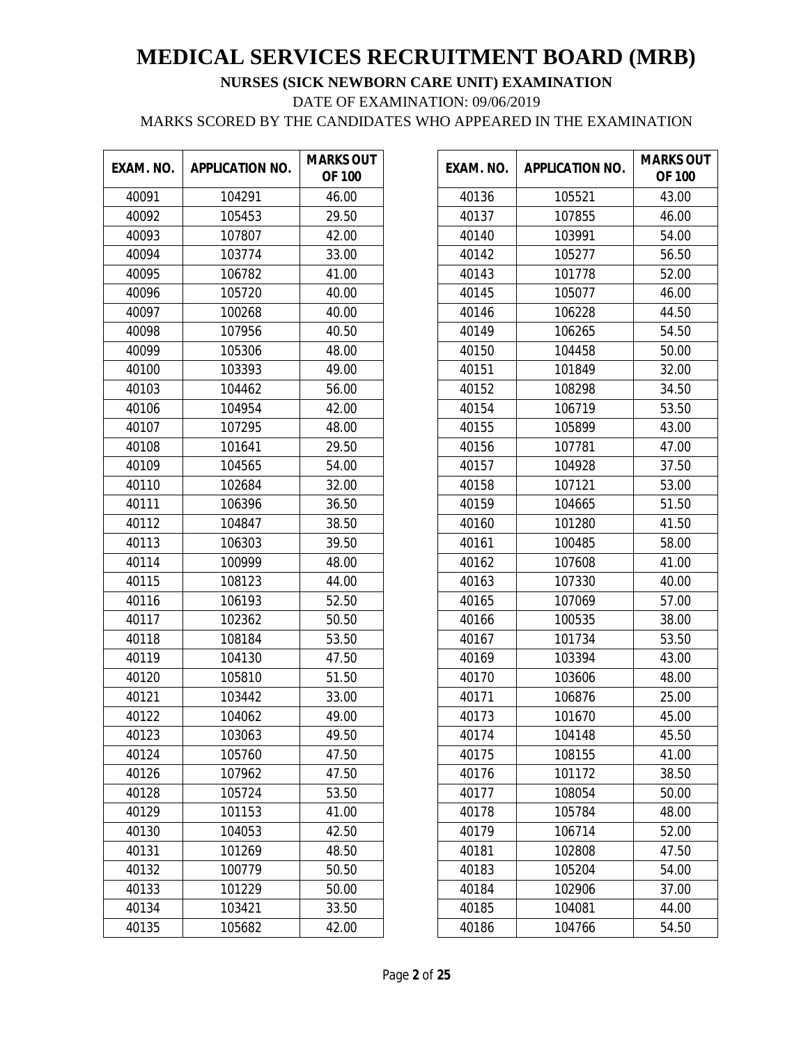# MEDICAL SERVICES RECRUITMENT BOARD (MRB)

**NURSES (SICK NEWBORN CARE UNIT) EXAMINATION**

DATE OF EXAMINATION: 09/06/2019

MARKS SCORED BY THE CANDIDATES WHO APPEARED IN THE EXAMINATION

| EXAM. NO. | APPLICATION NO. | MARKS OUT OF 100 |
|---|---|---|
| 40091 | 104291 | 46.00 |
| 40092 | 105453 | 29.50 |
| 40093 | 107807 | 42.00 |
| 40094 | 103774 | 33.00 |
| 40095 | 106782 | 41.00 |
| 40096 | 105720 | 40.00 |
| 40097 | 100268 | 40.00 |
| 40098 | 107956 | 40.50 |
| 40099 | 105306 | 48.00 |
| 40100 | 103393 | 49.00 |
| 40103 | 104462 | 56.00 |
| 40106 | 104954 | 42.00 |
| 40107 | 107295 | 48.00 |
| 40108 | 101641 | 29.50 |
| 40109 | 104565 | 54.00 |
| 40110 | 102684 | 32.00 |
| 40111 | 106396 | 36.50 |
| 40112 | 104847 | 38.50 |
| 40113 | 106303 | 39.50 |
| 40114 | 100999 | 48.00 |
| 40115 | 108123 | 44.00 |
| 40116 | 106193 | 52.50 |
| 40117 | 102362 | 50.50 |
| 40118 | 108184 | 53.50 |
| 40119 | 104130 | 47.50 |
| 40120 | 105810 | 51.50 |
| 40121 | 103442 | 33.00 |
| 40122 | 104062 | 49.00 |
| 40123 | 103063 | 49.50 |
| 40124 | 105760 | 47.50 |
| 40126 | 107962 | 47.50 |
| 40128 | 105724 | 53.50 |
| 40129 | 101153 | 41.00 |
| 40130 | 104053 | 42.50 |
| 40131 | 101269 | 48.50 |
| 40132 | 100779 | 50.50 |
| 40133 | 101229 | 50.00 |
| 40134 | 103421 | 33.50 |
| 40135 | 105682 | 42.00 |
| 40136 | 105521 | 43.00 |
| 40137 | 107855 | 46.00 |
| 40140 | 103991 | 54.00 |
| 40142 | 105277 | 56.50 |
| 40143 | 101778 | 52.00 |
| 40145 | 105077 | 46.00 |
| 40146 | 106228 | 44.50 |
| 40149 | 106265 | 54.50 |
| 40150 | 104458 | 50.00 |
| 40151 | 101849 | 32.00 |
| 40152 | 108298 | 34.50 |
| 40154 | 106719 | 53.50 |
| 40155 | 105899 | 43.00 |
| 40156 | 107781 | 47.00 |
| 40157 | 104928 | 37.50 |
| 40158 | 107121 | 53.00 |
| 40159 | 104665 | 51.50 |
| 40160 | 101280 | 41.50 |
| 40161 | 100485 | 58.00 |
| 40162 | 107608 | 41.00 |
| 40163 | 107330 | 40.00 |
| 40165 | 107069 | 57.00 |
| 40166 | 100535 | 38.00 |
| 40167 | 101734 | 53.50 |
| 40169 | 103394 | 43.00 |
| 40170 | 103606 | 48.00 |
| 40171 | 106876 | 25.00 |
| 40173 | 101670 | 45.00 |
| 40174 | 104148 | 45.50 |
| 40175 | 108155 | 41.00 |
| 40176 | 101172 | 38.50 |
| 40177 | 108054 | 50.00 |
| 40178 | 105784 | 48.00 |
| 40179 | 106714 | 52.00 |
| 40181 | 102808 | 47.50 |
| 40183 | 105204 | 54.00 |
| 40184 | 102906 | 37.00 |
| 40185 | 104081 | 44.00 |
| 40186 | 104766 | 54.50 |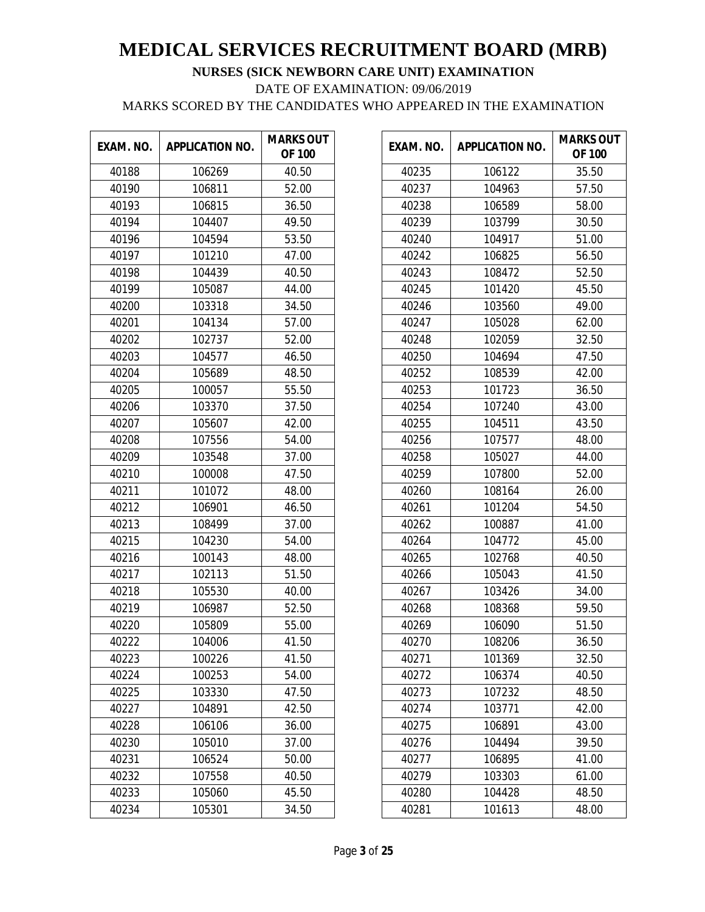# MEDICAL SERVICES RECRUITMENT BOARD (MRB)

**NURSES (SICK NEWBORN CARE UNIT) EXAMINATION**

DATE OF EXAMINATION: 09/06/2019

MARKS SCORED BY THE CANDIDATES WHO APPEARED IN THE EXAMINATION

| EXAM. NO. | APPLICATION NO. | MARKS OUT OF 100 |
|---|---|---|
| 40188 | 106269 | 40.50 |
| 40190 | 106811 | 52.00 |
| 40193 | 106815 | 36.50 |
| 40194 | 104407 | 49.50 |
| 40196 | 104594 | 53.50 |
| 40197 | 101210 | 47.00 |
| 40198 | 104439 | 40.50 |
| 40199 | 105087 | 44.00 |
| 40200 | 103318 | 34.50 |
| 40201 | 104134 | 57.00 |
| 40202 | 102737 | 52.00 |
| 40203 | 104577 | 46.50 |
| 40204 | 105689 | 48.50 |
| 40205 | 100057 | 55.50 |
| 40206 | 103370 | 37.50 |
| 40207 | 105607 | 42.00 |
| 40208 | 107556 | 54.00 |
| 40209 | 103548 | 37.00 |
| 40210 | 100008 | 47.50 |
| 40211 | 101072 | 48.00 |
| 40212 | 106901 | 46.50 |
| 40213 | 108499 | 37.00 |
| 40215 | 104230 | 54.00 |
| 40216 | 100143 | 48.00 |
| 40217 | 102113 | 51.50 |
| 40218 | 105530 | 40.00 |
| 40219 | 106987 | 52.50 |
| 40220 | 105809 | 55.00 |
| 40222 | 104006 | 41.50 |
| 40223 | 100226 | 41.50 |
| 40224 | 100253 | 54.00 |
| 40225 | 103330 | 47.50 |
| 40227 | 104891 | 42.50 |
| 40228 | 106106 | 36.00 |
| 40230 | 105010 | 37.00 |
| 40231 | 106524 | 50.00 |
| 40232 | 107558 | 40.50 |
| 40233 | 105060 | 45.50 |
| 40234 | 105301 | 34.50 |
| 40235 | 106122 | 35.50 |
| 40237 | 104963 | 57.50 |
| 40238 | 106589 | 58.00 |
| 40239 | 103799 | 30.50 |
| 40240 | 104917 | 51.00 |
| 40242 | 106825 | 56.50 |
| 40243 | 108472 | 52.50 |
| 40245 | 101420 | 45.50 |
| 40246 | 103560 | 49.00 |
| 40247 | 105028 | 62.00 |
| 40248 | 102059 | 32.50 |
| 40250 | 104694 | 47.50 |
| 40252 | 108539 | 42.00 |
| 40253 | 101723 | 36.50 |
| 40254 | 107240 | 43.00 |
| 40255 | 104511 | 43.50 |
| 40256 | 107577 | 48.00 |
| 40258 | 105027 | 44.00 |
| 40259 | 107800 | 52.00 |
| 40260 | 108164 | 26.00 |
| 40261 | 101204 | 54.50 |
| 40262 | 100887 | 41.00 |
| 40264 | 104772 | 45.00 |
| 40265 | 102768 | 40.50 |
| 40266 | 105043 | 41.50 |
| 40267 | 103426 | 34.00 |
| 40268 | 108368 | 59.50 |
| 40269 | 106090 | 51.50 |
| 40270 | 108206 | 36.50 |
| 40271 | 101369 | 32.50 |
| 40272 | 106374 | 40.50 |
| 40273 | 107232 | 48.50 |
| 40274 | 103771 | 42.00 |
| 40275 | 106891 | 43.00 |
| 40276 | 104494 | 39.50 |
| 40277 | 106895 | 41.00 |
| 40279 | 103303 | 61.00 |
| 40280 | 104428 | 48.50 |
| 40281 | 101613 | 48.00 |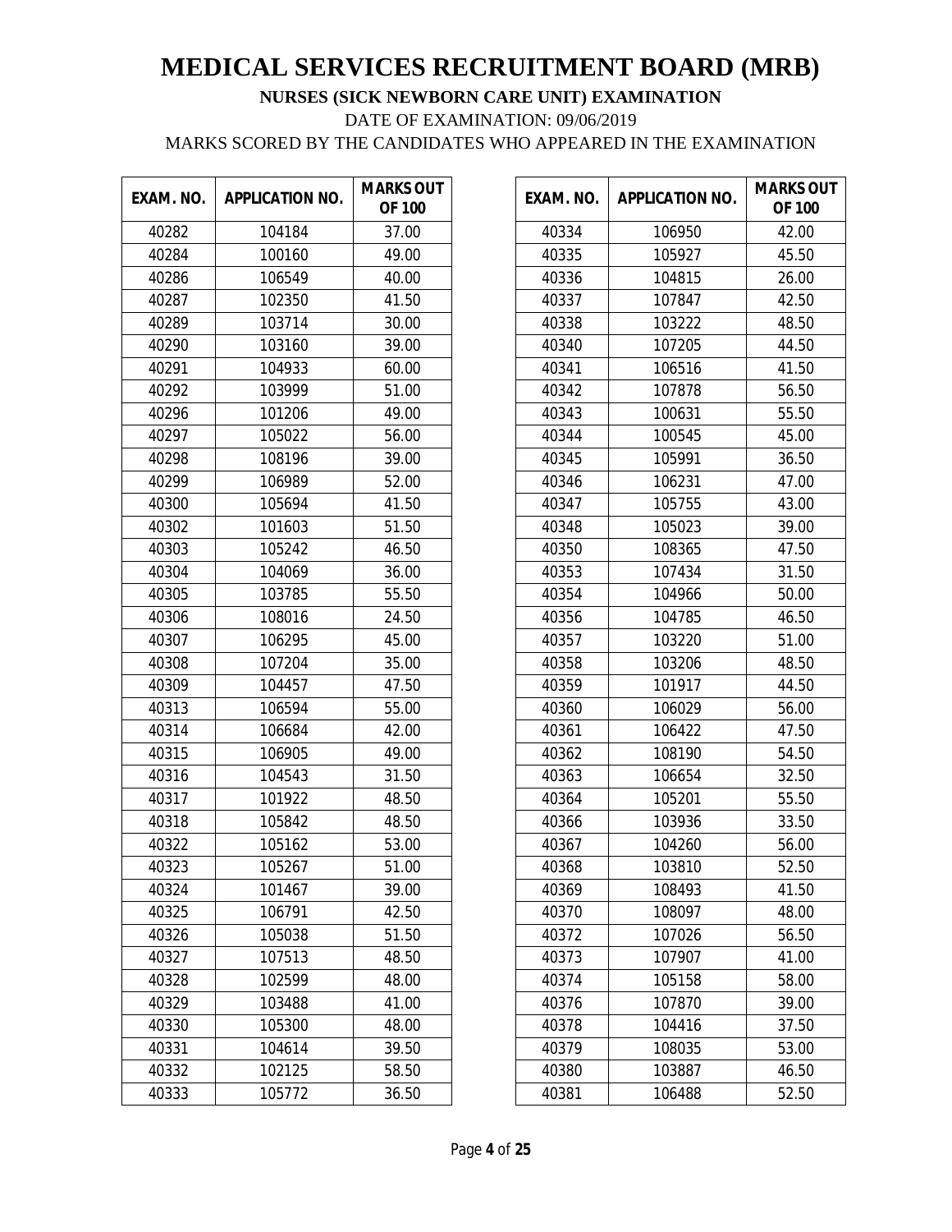# MEDICAL SERVICES RECRUITMENT BOARD (MRB)

**NURSES (SICK NEWBORN CARE UNIT) EXAMINATION**

DATE OF EXAMINATION: 09/06/2019

MARKS SCORED BY THE CANDIDATES WHO APPEARED IN THE EXAMINATION

| EXAM. NO. | APPLICATION NO. | MARKS OUT OF 100 |
|---|---|---|
| 40282 | 104184 | 37.00 |
| 40284 | 100160 | 49.00 |
| 40286 | 106549 | 40.00 |
| 40287 | 102350 | 41.50 |
| 40289 | 103714 | 30.00 |
| 40290 | 103160 | 39.00 |
| 40291 | 104933 | 60.00 |
| 40292 | 103999 | 51.00 |
| 40296 | 101206 | 49.00 |
| 40297 | 105022 | 56.00 |
| 40298 | 108196 | 39.00 |
| 40299 | 106989 | 52.00 |
| 40300 | 105694 | 41.50 |
| 40302 | 101603 | 51.50 |
| 40303 | 105242 | 46.50 |
| 40304 | 104069 | 36.00 |
| 40305 | 103785 | 55.50 |
| 40306 | 108016 | 24.50 |
| 40307 | 106295 | 45.00 |
| 40308 | 107204 | 35.00 |
| 40309 | 104457 | 47.50 |
| 40313 | 106594 | 55.00 |
| 40314 | 106684 | 42.00 |
| 40315 | 106905 | 49.00 |
| 40316 | 104543 | 31.50 |
| 40317 | 101922 | 48.50 |
| 40318 | 105842 | 48.50 |
| 40322 | 105162 | 53.00 |
| 40323 | 105267 | 51.00 |
| 40324 | 101467 | 39.00 |
| 40325 | 106791 | 42.50 |
| 40326 | 105038 | 51.50 |
| 40327 | 107513 | 48.50 |
| 40328 | 102599 | 48.00 |
| 40329 | 103488 | 41.00 |
| 40330 | 105300 | 48.00 |
| 40331 | 104614 | 39.50 |
| 40332 | 102125 | 58.50 |
| 40333 | 105772 | 36.50 |
| 40334 | 106950 | 42.00 |
| 40335 | 105927 | 45.50 |
| 40336 | 104815 | 26.00 |
| 40337 | 107847 | 42.50 |
| 40338 | 103222 | 48.50 |
| 40340 | 107205 | 44.50 |
| 40341 | 106516 | 41.50 |
| 40342 | 107878 | 56.50 |
| 40343 | 100631 | 55.50 |
| 40344 | 100545 | 45.00 |
| 40345 | 105991 | 36.50 |
| 40346 | 106231 | 47.00 |
| 40347 | 105755 | 43.00 |
| 40348 | 105023 | 39.00 |
| 40350 | 108365 | 47.50 |
| 40353 | 107434 | 31.50 |
| 40354 | 104966 | 50.00 |
| 40356 | 104785 | 46.50 |
| 40357 | 103220 | 51.00 |
| 40358 | 103206 | 48.50 |
| 40359 | 101917 | 44.50 |
| 40360 | 106029 | 56.00 |
| 40361 | 106422 | 47.50 |
| 40362 | 108190 | 54.50 |
| 40363 | 106654 | 32.50 |
| 40364 | 105201 | 55.50 |
| 40366 | 103936 | 33.50 |
| 40367 | 104260 | 56.00 |
| 40368 | 103810 | 52.50 |
| 40369 | 108493 | 41.50 |
| 40370 | 108097 | 48.00 |
| 40372 | 107026 | 56.50 |
| 40373 | 107907 | 41.00 |
| 40374 | 105158 | 58.00 |
| 40376 | 107870 | 39.00 |
| 40378 | 104416 | 37.50 |
| 40379 | 108035 | 53.00 |
| 40380 | 103887 | 46.50 |
| 40381 | 106488 | 52.50 |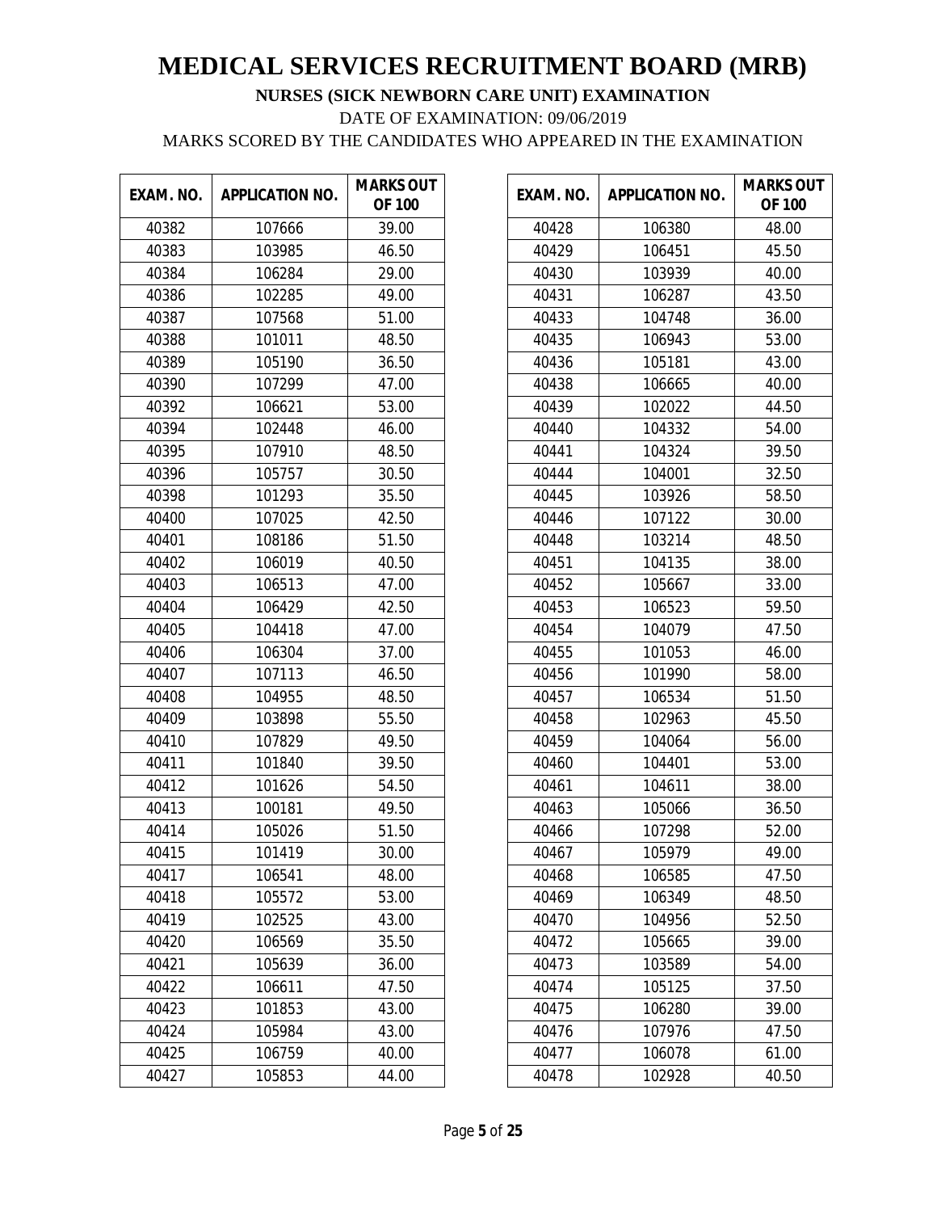# MEDICAL SERVICES RECRUITMENT BOARD (MRB)

**NURSES (SICK NEWBORN CARE UNIT) EXAMINATION**

DATE OF EXAMINATION: 09/06/2019

MARKS SCORED BY THE CANDIDATES WHO APPEARED IN THE EXAMINATION

| EXAM. NO. | APPLICATION NO. | MARKS OUT OF 100 |
|---|---|---|
| 40382 | 107666 | 39.00 |
| 40383 | 103985 | 46.50 |
| 40384 | 106284 | 29.00 |
| 40386 | 102285 | 49.00 |
| 40387 | 107568 | 51.00 |
| 40388 | 101011 | 48.50 |
| 40389 | 105190 | 36.50 |
| 40390 | 107299 | 47.00 |
| 40392 | 106621 | 53.00 |
| 40394 | 102448 | 46.00 |
| 40395 | 107910 | 48.50 |
| 40396 | 105757 | 30.50 |
| 40398 | 101293 | 35.50 |
| 40400 | 107025 | 42.50 |
| 40401 | 108186 | 51.50 |
| 40402 | 106019 | 40.50 |
| 40403 | 106513 | 47.00 |
| 40404 | 106429 | 42.50 |
| 40405 | 104418 | 47.00 |
| 40406 | 106304 | 37.00 |
| 40407 | 107113 | 46.50 |
| 40408 | 104955 | 48.50 |
| 40409 | 103898 | 55.50 |
| 40410 | 107829 | 49.50 |
| 40411 | 101840 | 39.50 |
| 40412 | 101626 | 54.50 |
| 40413 | 100181 | 49.50 |
| 40414 | 105026 | 51.50 |
| 40415 | 101419 | 30.00 |
| 40417 | 106541 | 48.00 |
| 40418 | 105572 | 53.00 |
| 40419 | 102525 | 43.00 |
| 40420 | 106569 | 35.50 |
| 40421 | 105639 | 36.00 |
| 40422 | 106611 | 47.50 |
| 40423 | 101853 | 43.00 |
| 40424 | 105984 | 43.00 |
| 40425 | 106759 | 40.00 |
| 40427 | 105853 | 44.00 |
| 40428 | 106380 | 48.00 |
| 40429 | 106451 | 45.50 |
| 40430 | 103939 | 40.00 |
| 40431 | 106287 | 43.50 |
| 40433 | 104748 | 36.00 |
| 40435 | 106943 | 53.00 |
| 40436 | 105181 | 43.00 |
| 40438 | 106665 | 40.00 |
| 40439 | 102022 | 44.50 |
| 40440 | 104332 | 54.00 |
| 40441 | 104324 | 39.50 |
| 40444 | 104001 | 32.50 |
| 40445 | 103926 | 58.50 |
| 40446 | 107122 | 30.00 |
| 40448 | 103214 | 48.50 |
| 40451 | 104135 | 38.00 |
| 40452 | 105667 | 33.00 |
| 40453 | 106523 | 59.50 |
| 40454 | 104079 | 47.50 |
| 40455 | 101053 | 46.00 |
| 40456 | 101990 | 58.00 |
| 40457 | 106534 | 51.50 |
| 40458 | 102963 | 45.50 |
| 40459 | 104064 | 56.00 |
| 40460 | 104401 | 53.00 |
| 40461 | 104611 | 38.00 |
| 40463 | 105066 | 36.50 |
| 40466 | 107298 | 52.00 |
| 40467 | 105979 | 49.00 |
| 40468 | 106585 | 47.50 |
| 40469 | 106349 | 48.50 |
| 40470 | 104956 | 52.50 |
| 40472 | 105665 | 39.00 |
| 40473 | 103589 | 54.00 |
| 40474 | 105125 | 37.50 |
| 40475 | 106280 | 39.00 |
| 40476 | 107976 | 47.50 |
| 40477 | 106078 | 61.00 |
| 40478 | 102928 | 40.50 |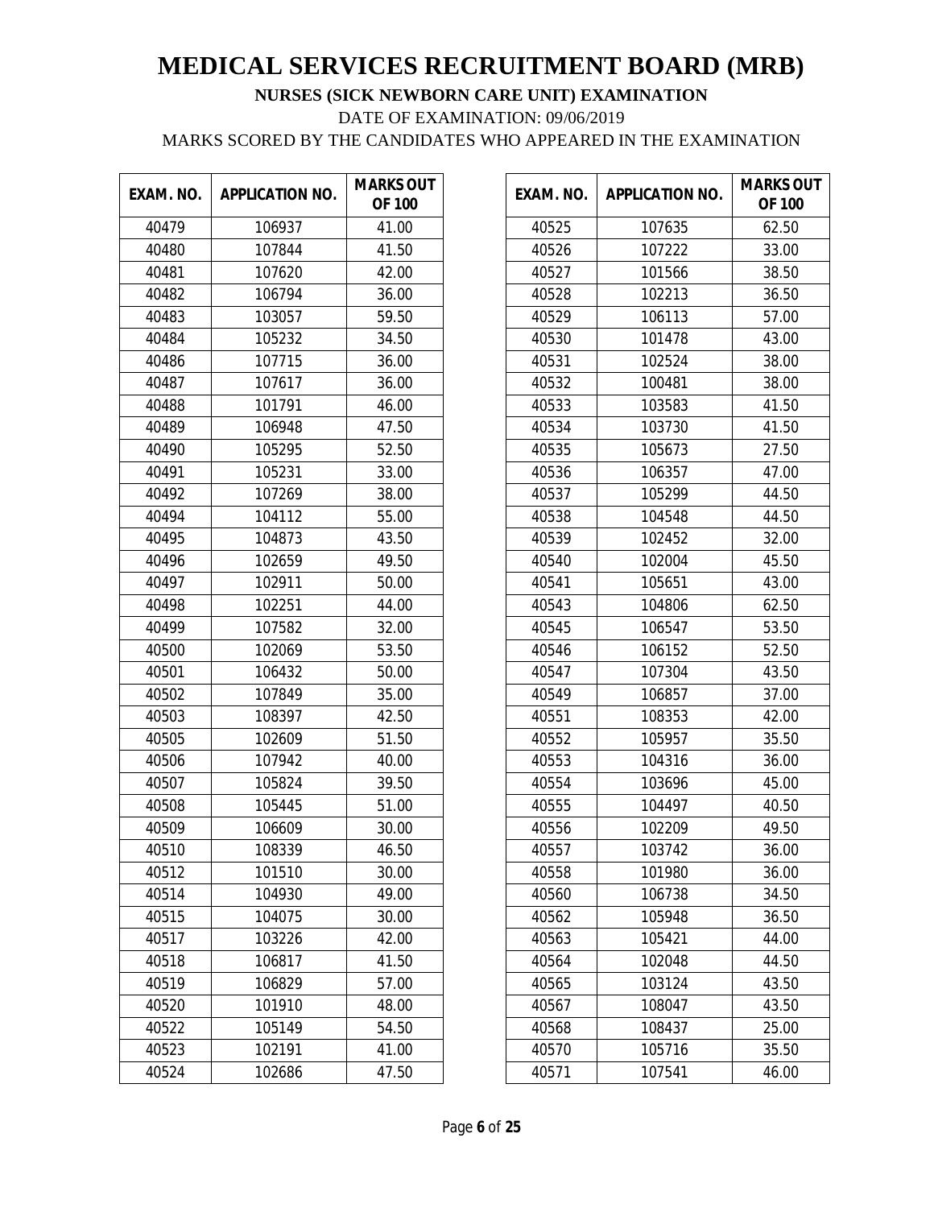# MEDICAL SERVICES RECRUITMENT BOARD (MRB)

**NURSES (SICK NEWBORN CARE UNIT) EXAMINATION**

DATE OF EXAMINATION: 09/06/2019

MARKS SCORED BY THE CANDIDATES WHO APPEARED IN THE EXAMINATION

| EXAM. NO. | APPLICATION NO. | MARKS OUT OF 100 |
|---|---|---|
| 40479 | 106937 | 41.00 |
| 40480 | 107844 | 41.50 |
| 40481 | 107620 | 42.00 |
| 40482 | 106794 | 36.00 |
| 40483 | 103057 | 59.50 |
| 40484 | 105232 | 34.50 |
| 40486 | 107715 | 36.00 |
| 40487 | 107617 | 36.00 |
| 40488 | 101791 | 46.00 |
| 40489 | 106948 | 47.50 |
| 40490 | 105295 | 52.50 |
| 40491 | 105231 | 33.00 |
| 40492 | 107269 | 38.00 |
| 40494 | 104112 | 55.00 |
| 40495 | 104873 | 43.50 |
| 40496 | 102659 | 49.50 |
| 40497 | 102911 | 50.00 |
| 40498 | 102251 | 44.00 |
| 40499 | 107582 | 32.00 |
| 40500 | 102069 | 53.50 |
| 40501 | 106432 | 50.00 |
| 40502 | 107849 | 35.00 |
| 40503 | 108397 | 42.50 |
| 40505 | 102609 | 51.50 |
| 40506 | 107942 | 40.00 |
| 40507 | 105824 | 39.50 |
| 40508 | 105445 | 51.00 |
| 40509 | 106609 | 30.00 |
| 40510 | 108339 | 46.50 |
| 40512 | 101510 | 30.00 |
| 40514 | 104930 | 49.00 |
| 40515 | 104075 | 30.00 |
| 40517 | 103226 | 42.00 |
| 40518 | 106817 | 41.50 |
| 40519 | 106829 | 57.00 |
| 40520 | 101910 | 48.00 |
| 40522 | 105149 | 54.50 |
| 40523 | 102191 | 41.00 |
| 40524 | 102686 | 47.50 |
| 40525 | 107635 | 62.50 |
| 40526 | 107222 | 33.00 |
| 40527 | 101566 | 38.50 |
| 40528 | 102213 | 36.50 |
| 40529 | 106113 | 57.00 |
| 40530 | 101478 | 43.00 |
| 40531 | 102524 | 38.00 |
| 40532 | 100481 | 38.00 |
| 40533 | 103583 | 41.50 |
| 40534 | 103730 | 41.50 |
| 40535 | 105673 | 27.50 |
| 40536 | 106357 | 47.00 |
| 40537 | 105299 | 44.50 |
| 40538 | 104548 | 44.50 |
| 40539 | 102452 | 32.00 |
| 40540 | 102004 | 45.50 |
| 40541 | 105651 | 43.00 |
| 40543 | 104806 | 62.50 |
| 40545 | 106547 | 53.50 |
| 40546 | 106152 | 52.50 |
| 40547 | 107304 | 43.50 |
| 40549 | 106857 | 37.00 |
| 40551 | 108353 | 42.00 |
| 40552 | 105957 | 35.50 |
| 40553 | 104316 | 36.00 |
| 40554 | 103696 | 45.00 |
| 40555 | 104497 | 40.50 |
| 40556 | 102209 | 49.50 |
| 40557 | 103742 | 36.00 |
| 40558 | 101980 | 36.00 |
| 40560 | 106738 | 34.50 |
| 40562 | 105948 | 36.50 |
| 40563 | 105421 | 44.00 |
| 40564 | 102048 | 44.50 |
| 40565 | 103124 | 43.50 |
| 40567 | 108047 | 43.50 |
| 40568 | 108437 | 25.00 |
| 40570 | 105716 | 35.50 |
| 40571 | 107541 | 46.00 |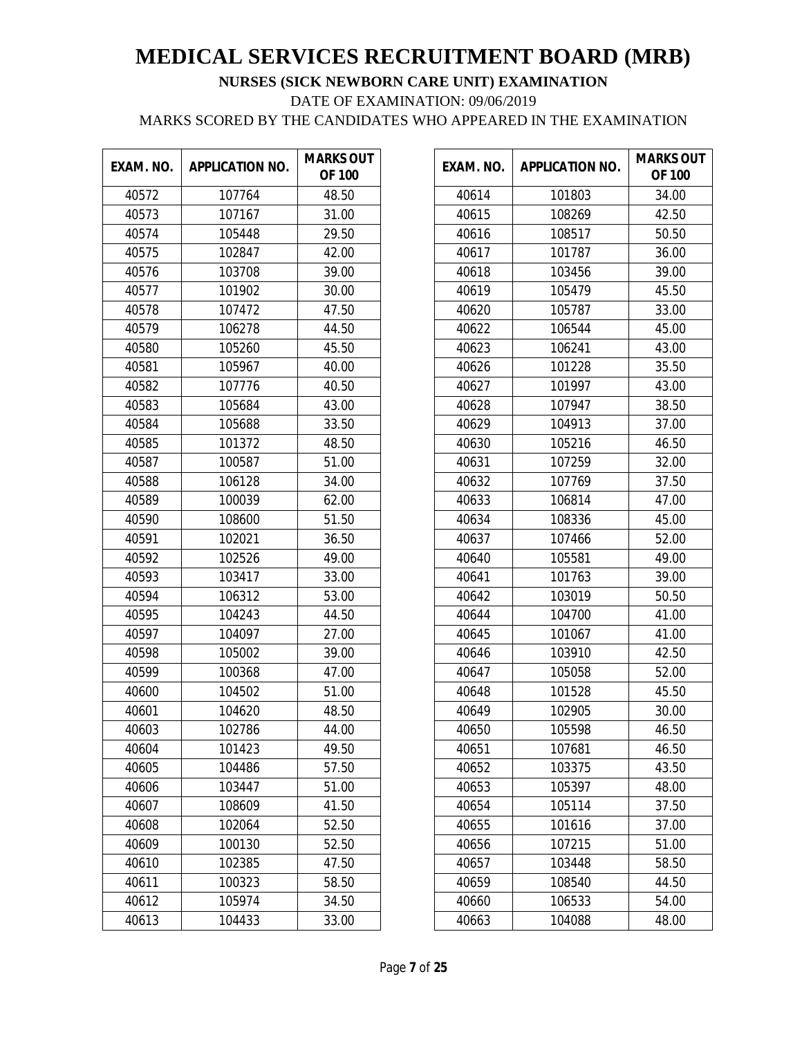# MEDICAL SERVICES RECRUITMENT BOARD (MRB)

**NURSES (SICK NEWBORN CARE UNIT) EXAMINATION**

DATE OF EXAMINATION: 09/06/2019

MARKS SCORED BY THE CANDIDATES WHO APPEARED IN THE EXAMINATION

| EXAM. NO. | APPLICATION NO. | MARKS OUT OF 100 |
|---|---|---|
| 40572 | 107764 | 48.50 |
| 40573 | 107167 | 31.00 |
| 40574 | 105448 | 29.50 |
| 40575 | 102847 | 42.00 |
| 40576 | 103708 | 39.00 |
| 40577 | 101902 | 30.00 |
| 40578 | 107472 | 47.50 |
| 40579 | 106278 | 44.50 |
| 40580 | 105260 | 45.50 |
| 40581 | 105967 | 40.00 |
| 40582 | 107776 | 40.50 |
| 40583 | 105684 | 43.00 |
| 40584 | 105688 | 33.50 |
| 40585 | 101372 | 48.50 |
| 40587 | 100587 | 51.00 |
| 40588 | 106128 | 34.00 |
| 40589 | 100039 | 62.00 |
| 40590 | 108600 | 51.50 |
| 40591 | 102021 | 36.50 |
| 40592 | 102526 | 49.00 |
| 40593 | 103417 | 33.00 |
| 40594 | 106312 | 53.00 |
| 40595 | 104243 | 44.50 |
| 40597 | 104097 | 27.00 |
| 40598 | 105002 | 39.00 |
| 40599 | 100368 | 47.00 |
| 40600 | 104502 | 51.00 |
| 40601 | 104620 | 48.50 |
| 40603 | 102786 | 44.00 |
| 40604 | 101423 | 49.50 |
| 40605 | 104486 | 57.50 |
| 40606 | 103447 | 51.00 |
| 40607 | 108609 | 41.50 |
| 40608 | 102064 | 52.50 |
| 40609 | 100130 | 52.50 |
| 40610 | 102385 | 47.50 |
| 40611 | 100323 | 58.50 |
| 40612 | 105974 | 34.50 |
| 40613 | 104433 | 33.00 |
| 40614 | 101803 | 34.00 |
| 40615 | 108269 | 42.50 |
| 40616 | 108517 | 50.50 |
| 40617 | 101787 | 36.00 |
| 40618 | 103456 | 39.00 |
| 40619 | 105479 | 45.50 |
| 40620 | 105787 | 33.00 |
| 40622 | 106544 | 45.00 |
| 40623 | 106241 | 43.00 |
| 40626 | 101228 | 35.50 |
| 40627 | 101997 | 43.00 |
| 40628 | 107947 | 38.50 |
| 40629 | 104913 | 37.00 |
| 40630 | 105216 | 46.50 |
| 40631 | 107259 | 32.00 |
| 40632 | 107769 | 37.50 |
| 40633 | 106814 | 47.00 |
| 40634 | 108336 | 45.00 |
| 40637 | 107466 | 52.00 |
| 40640 | 105581 | 49.00 |
| 40641 | 101763 | 39.00 |
| 40642 | 103019 | 50.50 |
| 40644 | 104700 | 41.00 |
| 40645 | 101067 | 41.00 |
| 40646 | 103910 | 42.50 |
| 40647 | 105058 | 52.00 |
| 40648 | 101528 | 45.50 |
| 40649 | 102905 | 30.00 |
| 40650 | 105598 | 46.50 |
| 40651 | 107681 | 46.50 |
| 40652 | 103375 | 43.50 |
| 40653 | 105397 | 48.00 |
| 40654 | 105114 | 37.50 |
| 40655 | 101616 | 37.00 |
| 40656 | 107215 | 51.00 |
| 40657 | 103448 | 58.50 |
| 40659 | 108540 | 44.50 |
| 40660 | 106533 | 54.00 |
| 40663 | 104088 | 48.00 |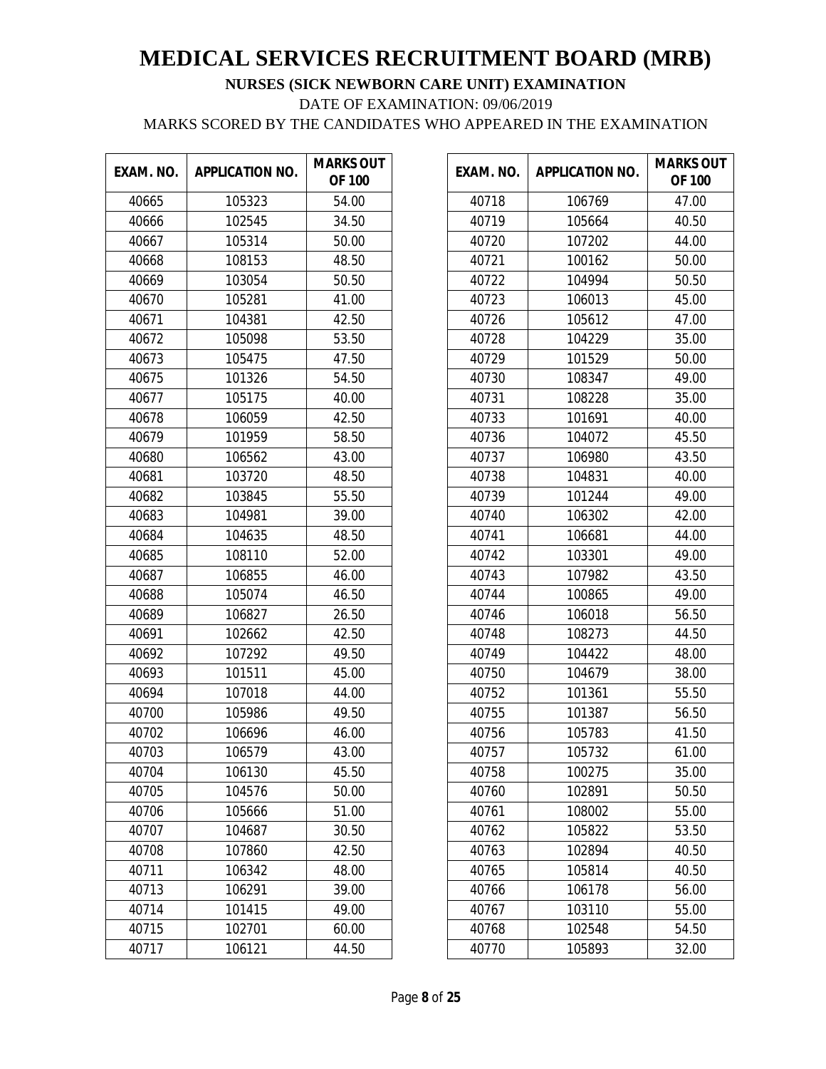# MEDICAL SERVICES RECRUITMENT BOARD (MRB)

**NURSES (SICK NEWBORN CARE UNIT) EXAMINATION**

DATE OF EXAMINATION: 09/06/2019

MARKS SCORED BY THE CANDIDATES WHO APPEARED IN THE EXAMINATION

| EXAM. NO. | APPLICATION NO. | MARKS OUT OF 100 |
|---|---|---|
| 40665 | 105323 | 54.00 |
| 40666 | 102545 | 34.50 |
| 40667 | 105314 | 50.00 |
| 40668 | 108153 | 48.50 |
| 40669 | 103054 | 50.50 |
| 40670 | 105281 | 41.00 |
| 40671 | 104381 | 42.50 |
| 40672 | 105098 | 53.50 |
| 40673 | 105475 | 47.50 |
| 40675 | 101326 | 54.50 |
| 40677 | 105175 | 40.00 |
| 40678 | 106059 | 42.50 |
| 40679 | 101959 | 58.50 |
| 40680 | 106562 | 43.00 |
| 40681 | 103720 | 48.50 |
| 40682 | 103845 | 55.50 |
| 40683 | 104981 | 39.00 |
| 40684 | 104635 | 48.50 |
| 40685 | 108110 | 52.00 |
| 40687 | 106855 | 46.00 |
| 40688 | 105074 | 46.50 |
| 40689 | 106827 | 26.50 |
| 40691 | 102662 | 42.50 |
| 40692 | 107292 | 49.50 |
| 40693 | 101511 | 45.00 |
| 40694 | 107018 | 44.00 |
| 40700 | 105986 | 49.50 |
| 40702 | 106696 | 46.00 |
| 40703 | 106579 | 43.00 |
| 40704 | 106130 | 45.50 |
| 40705 | 104576 | 50.00 |
| 40706 | 105666 | 51.00 |
| 40707 | 104687 | 30.50 |
| 40708 | 107860 | 42.50 |
| 40711 | 106342 | 48.00 |
| 40713 | 106291 | 39.00 |
| 40714 | 101415 | 49.00 |
| 40715 | 102701 | 60.00 |
| 40717 | 106121 | 44.50 |
| 40718 | 106769 | 47.00 |
| 40719 | 105664 | 40.50 |
| 40720 | 107202 | 44.00 |
| 40721 | 100162 | 50.00 |
| 40722 | 104994 | 50.50 |
| 40723 | 106013 | 45.00 |
| 40726 | 105612 | 47.00 |
| 40728 | 104229 | 35.00 |
| 40729 | 101529 | 50.00 |
| 40730 | 108347 | 49.00 |
| 40731 | 108228 | 35.00 |
| 40733 | 101691 | 40.00 |
| 40736 | 104072 | 45.50 |
| 40737 | 106980 | 43.50 |
| 40738 | 104831 | 40.00 |
| 40739 | 101244 | 49.00 |
| 40740 | 106302 | 42.00 |
| 40741 | 106681 | 44.00 |
| 40742 | 103301 | 49.00 |
| 40743 | 107982 | 43.50 |
| 40744 | 100865 | 49.00 |
| 40746 | 106018 | 56.50 |
| 40748 | 108273 | 44.50 |
| 40749 | 104422 | 48.00 |
| 40750 | 104679 | 38.00 |
| 40752 | 101361 | 55.50 |
| 40755 | 101387 | 56.50 |
| 40756 | 105783 | 41.50 |
| 40757 | 105732 | 61.00 |
| 40758 | 100275 | 35.00 |
| 40760 | 102891 | 50.50 |
| 40761 | 108002 | 55.00 |
| 40762 | 105822 | 53.50 |
| 40763 | 102894 | 40.50 |
| 40765 | 105814 | 40.50 |
| 40766 | 106178 | 56.00 |
| 40767 | 103110 | 55.00 |
| 40768 | 102548 | 54.50 |
| 40770 | 105893 | 32.00 |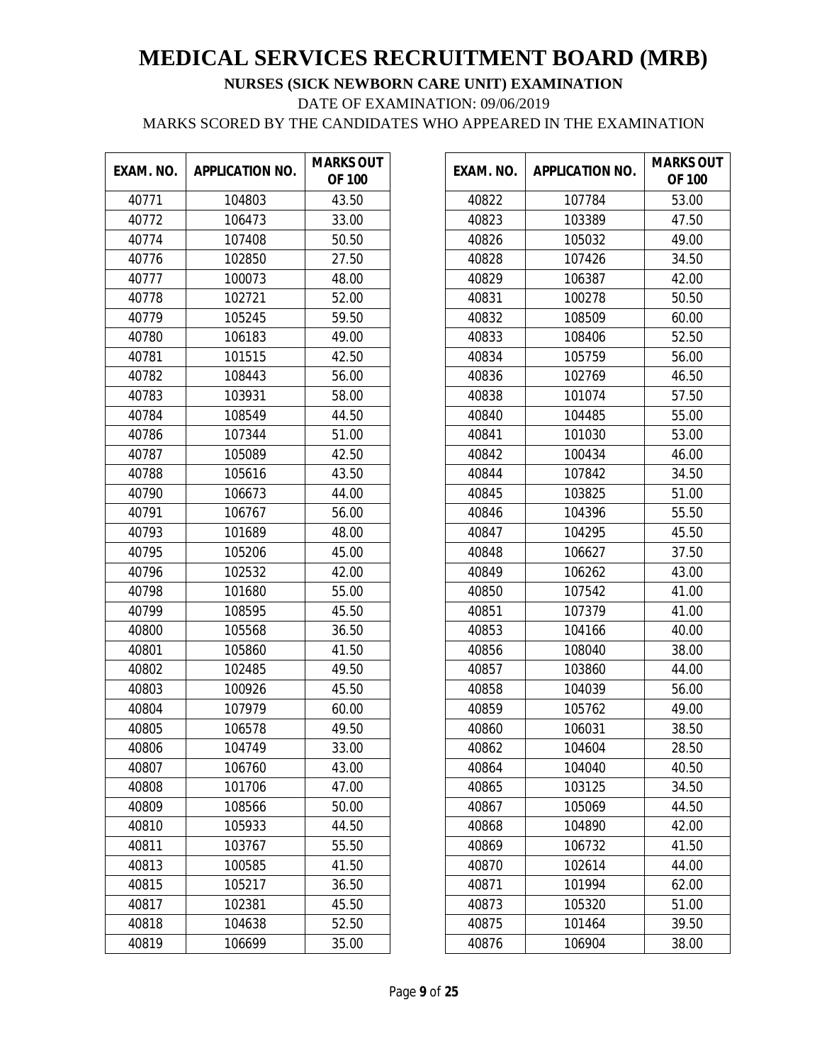# MEDICAL SERVICES RECRUITMENT BOARD (MRB)

**NURSES (SICK NEWBORN CARE UNIT) EXAMINATION**

DATE OF EXAMINATION: 09/06/2019

MARKS SCORED BY THE CANDIDATES WHO APPEARED IN THE EXAMINATION

| EXAM. NO. | APPLICATION NO. | MARKS OUT OF 100 |
|---|---|---|
| 40771 | 104803 | 43.50 |
| 40772 | 106473 | 33.00 |
| 40774 | 107408 | 50.50 |
| 40776 | 102850 | 27.50 |
| 40777 | 100073 | 48.00 |
| 40778 | 102721 | 52.00 |
| 40779 | 105245 | 59.50 |
| 40780 | 106183 | 49.00 |
| 40781 | 101515 | 42.50 |
| 40782 | 108443 | 56.00 |
| 40783 | 103931 | 58.00 |
| 40784 | 108549 | 44.50 |
| 40786 | 107344 | 51.00 |
| 40787 | 105089 | 42.50 |
| 40788 | 105616 | 43.50 |
| 40790 | 106673 | 44.00 |
| 40791 | 106767 | 56.00 |
| 40793 | 101689 | 48.00 |
| 40795 | 105206 | 45.00 |
| 40796 | 102532 | 42.00 |
| 40798 | 101680 | 55.00 |
| 40799 | 108595 | 45.50 |
| 40800 | 105568 | 36.50 |
| 40801 | 105860 | 41.50 |
| 40802 | 102485 | 49.50 |
| 40803 | 100926 | 45.50 |
| 40804 | 107979 | 60.00 |
| 40805 | 106578 | 49.50 |
| 40806 | 104749 | 33.00 |
| 40807 | 106760 | 43.00 |
| 40808 | 101706 | 47.00 |
| 40809 | 108566 | 50.00 |
| 40810 | 105933 | 44.50 |
| 40811 | 103767 | 55.50 |
| 40813 | 100585 | 41.50 |
| 40815 | 105217 | 36.50 |
| 40817 | 102381 | 45.50 |
| 40818 | 104638 | 52.50 |
| 40819 | 106699 | 35.00 |
| 40822 | 107784 | 53.00 |
| 40823 | 103389 | 47.50 |
| 40826 | 105032 | 49.00 |
| 40828 | 107426 | 34.50 |
| 40829 | 106387 | 42.00 |
| 40831 | 100278 | 50.50 |
| 40832 | 108509 | 60.00 |
| 40833 | 108406 | 52.50 |
| 40834 | 105759 | 56.00 |
| 40836 | 102769 | 46.50 |
| 40838 | 101074 | 57.50 |
| 40840 | 104485 | 55.00 |
| 40841 | 101030 | 53.00 |
| 40842 | 100434 | 46.00 |
| 40844 | 107842 | 34.50 |
| 40845 | 103825 | 51.00 |
| 40846 | 104396 | 55.50 |
| 40847 | 104295 | 45.50 |
| 40848 | 106627 | 37.50 |
| 40849 | 106262 | 43.00 |
| 40850 | 107542 | 41.00 |
| 40851 | 107379 | 41.00 |
| 40853 | 104166 | 40.00 |
| 40856 | 108040 | 38.00 |
| 40857 | 103860 | 44.00 |
| 40858 | 104039 | 56.00 |
| 40859 | 105762 | 49.00 |
| 40860 | 106031 | 38.50 |
| 40862 | 104604 | 28.50 |
| 40864 | 104040 | 40.50 |
| 40865 | 103125 | 34.50 |
| 40867 | 105069 | 44.50 |
| 40868 | 104890 | 42.00 |
| 40869 | 106732 | 41.50 |
| 40870 | 102614 | 44.00 |
| 40871 | 101994 | 62.00 |
| 40873 | 105320 | 51.00 |
| 40875 | 101464 | 39.50 |
| 40876 | 106904 | 38.00 |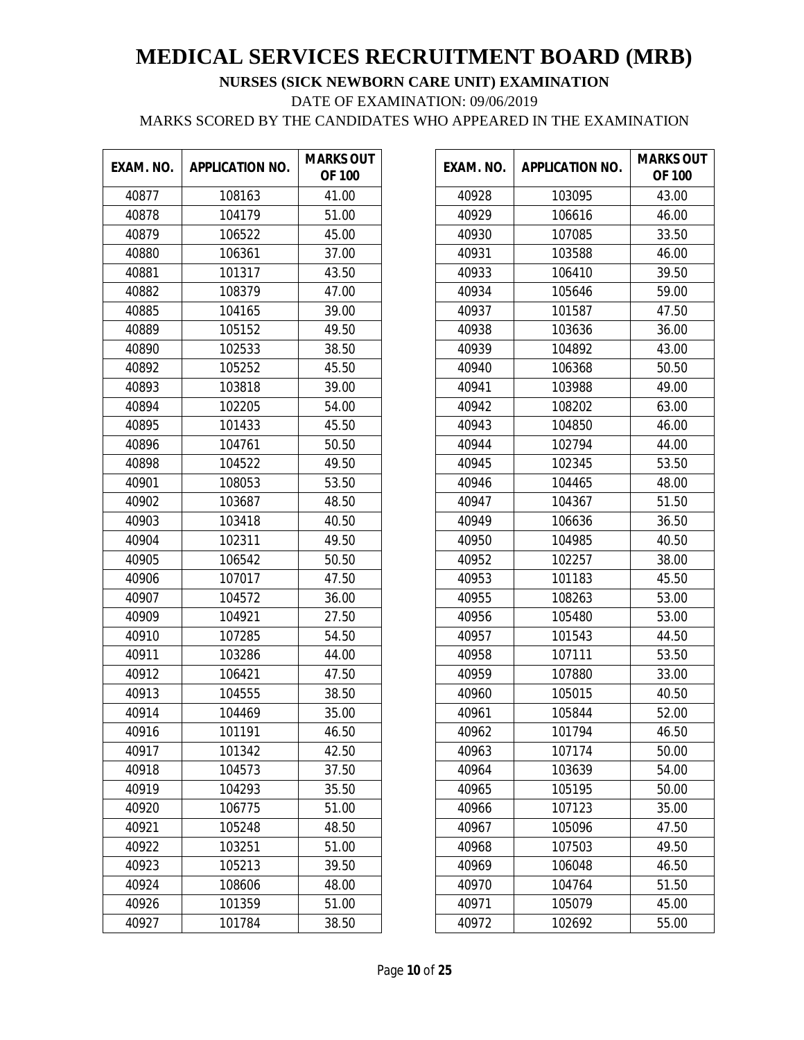# MEDICAL SERVICES RECRUITMENT BOARD (MRB)

**NURSES (SICK NEWBORN CARE UNIT) EXAMINATION**

DATE OF EXAMINATION: 09/06/2019

MARKS SCORED BY THE CANDIDATES WHO APPEARED IN THE EXAMINATION

| EXAM. NO. | APPLICATION NO. | MARKS OUT OF 100 |
|---|---|---|
| 40877 | 108163 | 41.00 |
| 40878 | 104179 | 51.00 |
| 40879 | 106522 | 45.00 |
| 40880 | 106361 | 37.00 |
| 40881 | 101317 | 43.50 |
| 40882 | 108379 | 47.00 |
| 40885 | 104165 | 39.00 |
| 40889 | 105152 | 49.50 |
| 40890 | 102533 | 38.50 |
| 40892 | 105252 | 45.50 |
| 40893 | 103818 | 39.00 |
| 40894 | 102205 | 54.00 |
| 40895 | 101433 | 45.50 |
| 40896 | 104761 | 50.50 |
| 40898 | 104522 | 49.50 |
| 40901 | 108053 | 53.50 |
| 40902 | 103687 | 48.50 |
| 40903 | 103418 | 40.50 |
| 40904 | 102311 | 49.50 |
| 40905 | 106542 | 50.50 |
| 40906 | 107017 | 47.50 |
| 40907 | 104572 | 36.00 |
| 40909 | 104921 | 27.50 |
| 40910 | 107285 | 54.50 |
| 40911 | 103286 | 44.00 |
| 40912 | 106421 | 47.50 |
| 40913 | 104555 | 38.50 |
| 40914 | 104469 | 35.00 |
| 40916 | 101191 | 46.50 |
| 40917 | 101342 | 42.50 |
| 40918 | 104573 | 37.50 |
| 40919 | 104293 | 35.50 |
| 40920 | 106775 | 51.00 |
| 40921 | 105248 | 48.50 |
| 40922 | 103251 | 51.00 |
| 40923 | 105213 | 39.50 |
| 40924 | 108606 | 48.00 |
| 40926 | 101359 | 51.00 |
| 40927 | 101784 | 38.50 |
| 40928 | 103095 | 43.00 |
| 40929 | 106616 | 46.00 |
| 40930 | 107085 | 33.50 |
| 40931 | 103588 | 46.00 |
| 40933 | 106410 | 39.50 |
| 40934 | 105646 | 59.00 |
| 40937 | 101587 | 47.50 |
| 40938 | 103636 | 36.00 |
| 40939 | 104892 | 43.00 |
| 40940 | 106368 | 50.50 |
| 40941 | 103988 | 49.00 |
| 40942 | 108202 | 63.00 |
| 40943 | 104850 | 46.00 |
| 40944 | 102794 | 44.00 |
| 40945 | 102345 | 53.50 |
| 40946 | 104465 | 48.00 |
| 40947 | 104367 | 51.50 |
| 40949 | 106636 | 36.50 |
| 40950 | 104985 | 40.50 |
| 40952 | 102257 | 38.00 |
| 40953 | 101183 | 45.50 |
| 40955 | 108263 | 53.00 |
| 40956 | 105480 | 53.00 |
| 40957 | 101543 | 44.50 |
| 40958 | 107111 | 53.50 |
| 40959 | 107880 | 33.00 |
| 40960 | 105015 | 40.50 |
| 40961 | 105844 | 52.00 |
| 40962 | 101794 | 46.50 |
| 40963 | 107174 | 50.00 |
| 40964 | 103639 | 54.00 |
| 40965 | 105195 | 50.00 |
| 40966 | 107123 | 35.00 |
| 40967 | 105096 | 47.50 |
| 40968 | 107503 | 49.50 |
| 40969 | 106048 | 46.50 |
| 40970 | 104764 | 51.50 |
| 40971 | 105079 | 45.00 |
| 40972 | 102692 | 55.00 |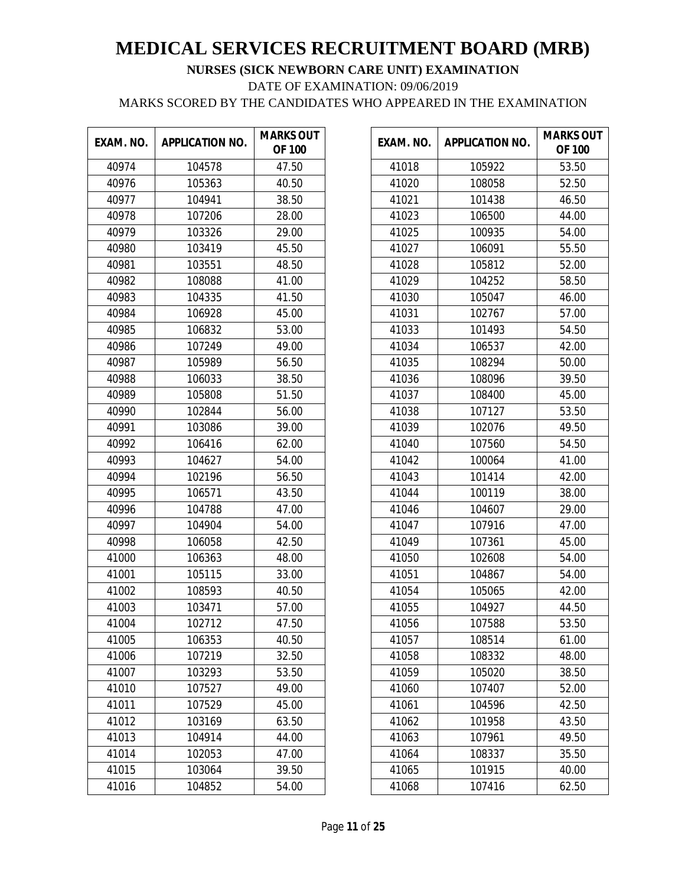# MEDICAL SERVICES RECRUITMENT BOARD (MRB)

**NURSES (SICK NEWBORN CARE UNIT) EXAMINATION**

DATE OF EXAMINATION: 09/06/2019

MARKS SCORED BY THE CANDIDATES WHO APPEARED IN THE EXAMINATION

| EXAM. NO. | APPLICATION NO. | MARKS OUT OF 100 |
|---|---|---|
| 40974 | 104578 | 47.50 |
| 40976 | 105363 | 40.50 |
| 40977 | 104941 | 38.50 |
| 40978 | 107206 | 28.00 |
| 40979 | 103326 | 29.00 |
| 40980 | 103419 | 45.50 |
| 40981 | 103551 | 48.50 |
| 40982 | 108088 | 41.00 |
| 40983 | 104335 | 41.50 |
| 40984 | 106928 | 45.00 |
| 40985 | 106832 | 53.00 |
| 40986 | 107249 | 49.00 |
| 40987 | 105989 | 56.50 |
| 40988 | 106033 | 38.50 |
| 40989 | 105808 | 51.50 |
| 40990 | 102844 | 56.00 |
| 40991 | 103086 | 39.00 |
| 40992 | 106416 | 62.00 |
| 40993 | 104627 | 54.00 |
| 40994 | 102196 | 56.50 |
| 40995 | 106571 | 43.50 |
| 40996 | 104788 | 47.00 |
| 40997 | 104904 | 54.00 |
| 40998 | 106058 | 42.50 |
| 41000 | 106363 | 48.00 |
| 41001 | 105115 | 33.00 |
| 41002 | 108593 | 40.50 |
| 41003 | 103471 | 57.00 |
| 41004 | 102712 | 47.50 |
| 41005 | 106353 | 40.50 |
| 41006 | 107219 | 32.50 |
| 41007 | 103293 | 53.50 |
| 41010 | 107527 | 49.00 |
| 41011 | 107529 | 45.00 |
| 41012 | 103169 | 63.50 |
| 41013 | 104914 | 44.00 |
| 41014 | 102053 | 47.00 |
| 41015 | 103064 | 39.50 |
| 41016 | 104852 | 54.00 |
| 41018 | 105922 | 53.50 |
| 41020 | 108058 | 52.50 |
| 41021 | 101438 | 46.50 |
| 41023 | 106500 | 44.00 |
| 41025 | 100935 | 54.00 |
| 41027 | 106091 | 55.50 |
| 41028 | 105812 | 52.00 |
| 41029 | 104252 | 58.50 |
| 41030 | 105047 | 46.00 |
| 41031 | 102767 | 57.00 |
| 41033 | 101493 | 54.50 |
| 41034 | 106537 | 42.00 |
| 41035 | 108294 | 50.00 |
| 41036 | 108096 | 39.50 |
| 41037 | 108400 | 45.00 |
| 41038 | 107127 | 53.50 |
| 41039 | 102076 | 49.50 |
| 41040 | 107560 | 54.50 |
| 41042 | 100064 | 41.00 |
| 41043 | 101414 | 42.00 |
| 41044 | 100119 | 38.00 |
| 41046 | 104607 | 29.00 |
| 41047 | 107916 | 47.00 |
| 41049 | 107361 | 45.00 |
| 41050 | 102608 | 54.00 |
| 41051 | 104867 | 54.00 |
| 41054 | 105065 | 42.00 |
| 41055 | 104927 | 44.50 |
| 41056 | 107588 | 53.50 |
| 41057 | 108514 | 61.00 |
| 41058 | 108332 | 48.00 |
| 41059 | 105020 | 38.50 |
| 41060 | 107407 | 52.00 |
| 41061 | 104596 | 42.50 |
| 41062 | 101958 | 43.50 |
| 41063 | 107961 | 49.50 |
| 41064 | 108337 | 35.50 |
| 41065 | 101915 | 40.00 |
| 41068 | 107416 | 62.50 |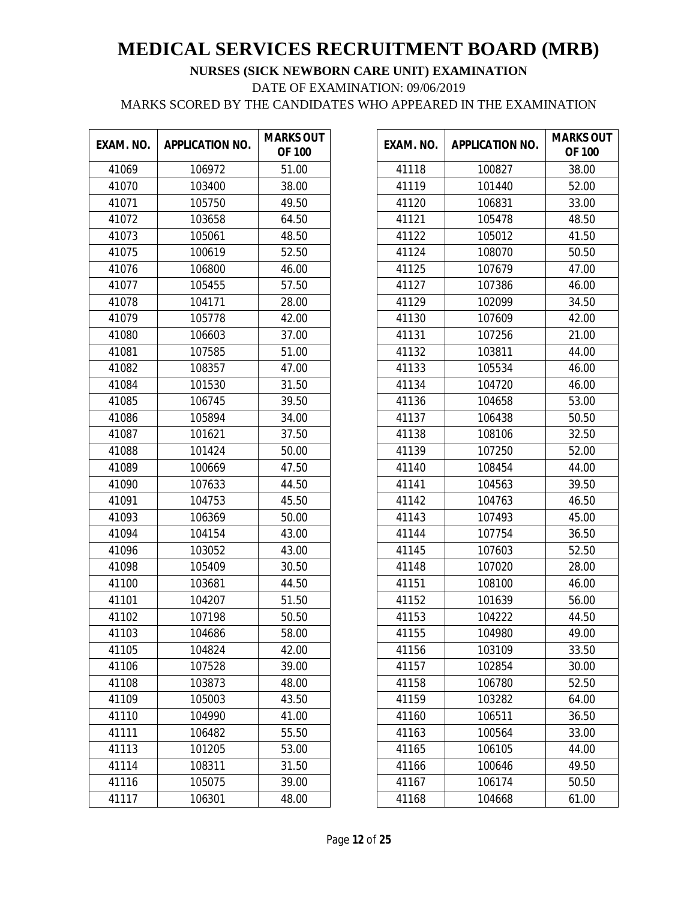# MEDICAL SERVICES RECRUITMENT BOARD (MRB)

**NURSES (SICK NEWBORN CARE UNIT) EXAMINATION**

DATE OF EXAMINATION: 09/06/2019

MARKS SCORED BY THE CANDIDATES WHO APPEARED IN THE EXAMINATION

| EXAM. NO. | APPLICATION NO. | MARKS OUT OF 100 |
|---|---|---|
| 41069 | 106972 | 51.00 |
| 41070 | 103400 | 38.00 |
| 41071 | 105750 | 49.50 |
| 41072 | 103658 | 64.50 |
| 41073 | 105061 | 48.50 |
| 41075 | 100619 | 52.50 |
| 41076 | 106800 | 46.00 |
| 41077 | 105455 | 57.50 |
| 41078 | 104171 | 28.00 |
| 41079 | 105778 | 42.00 |
| 41080 | 106603 | 37.00 |
| 41081 | 107585 | 51.00 |
| 41082 | 108357 | 47.00 |
| 41084 | 101530 | 31.50 |
| 41085 | 106745 | 39.50 |
| 41086 | 105894 | 34.00 |
| 41087 | 101621 | 37.50 |
| 41088 | 101424 | 50.00 |
| 41089 | 100669 | 47.50 |
| 41090 | 107633 | 44.50 |
| 41091 | 104753 | 45.50 |
| 41093 | 106369 | 50.00 |
| 41094 | 104154 | 43.00 |
| 41096 | 103052 | 43.00 |
| 41098 | 105409 | 30.50 |
| 41100 | 103681 | 44.50 |
| 41101 | 104207 | 51.50 |
| 41102 | 107198 | 50.50 |
| 41103 | 104686 | 58.00 |
| 41105 | 104824 | 42.00 |
| 41106 | 107528 | 39.00 |
| 41108 | 103873 | 48.00 |
| 41109 | 105003 | 43.50 |
| 41110 | 104990 | 41.00 |
| 41111 | 106482 | 55.50 |
| 41113 | 101205 | 53.00 |
| 41114 | 108311 | 31.50 |
| 41116 | 105075 | 39.00 |
| 41117 | 106301 | 48.00 |
| 41118 | 100827 | 38.00 |
| 41119 | 101440 | 52.00 |
| 41120 | 106831 | 33.00 |
| 41121 | 105478 | 48.50 |
| 41122 | 105012 | 41.50 |
| 41124 | 108070 | 50.50 |
| 41125 | 107679 | 47.00 |
| 41127 | 107386 | 46.00 |
| 41129 | 102099 | 34.50 |
| 41130 | 107609 | 42.00 |
| 41131 | 107256 | 21.00 |
| 41132 | 103811 | 44.00 |
| 41133 | 105534 | 46.00 |
| 41134 | 104720 | 46.00 |
| 41136 | 104658 | 53.00 |
| 41137 | 106438 | 50.50 |
| 41138 | 108106 | 32.50 |
| 41139 | 107250 | 52.00 |
| 41140 | 108454 | 44.00 |
| 41141 | 104563 | 39.50 |
| 41142 | 104763 | 46.50 |
| 41143 | 107493 | 45.00 |
| 41144 | 107754 | 36.50 |
| 41145 | 107603 | 52.50 |
| 41148 | 107020 | 28.00 |
| 41151 | 108100 | 46.00 |
| 41152 | 101639 | 56.00 |
| 41153 | 104222 | 44.50 |
| 41155 | 104980 | 49.00 |
| 41156 | 103109 | 33.50 |
| 41157 | 102854 | 30.00 |
| 41158 | 106780 | 52.50 |
| 41159 | 103282 | 64.00 |
| 41160 | 106511 | 36.50 |
| 41163 | 100564 | 33.00 |
| 41165 | 106105 | 44.00 |
| 41166 | 100646 | 49.50 |
| 41167 | 106174 | 50.50 |
| 41168 | 104668 | 61.00 |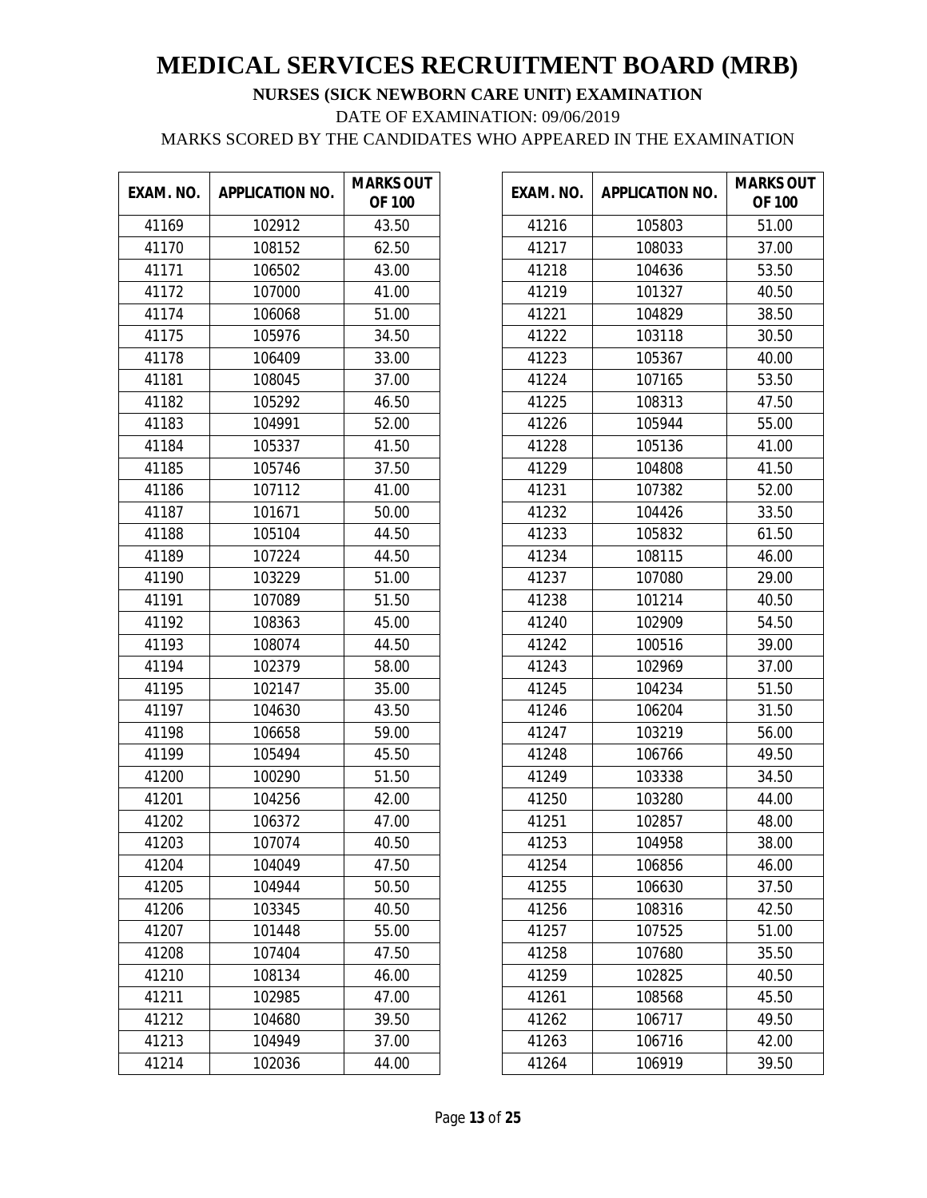# MEDICAL SERVICES RECRUITMENT BOARD (MRB)

**NURSES (SICK NEWBORN CARE UNIT) EXAMINATION**

DATE OF EXAMINATION: 09/06/2019

MARKS SCORED BY THE CANDIDATES WHO APPEARED IN THE EXAMINATION

| EXAM. NO. | APPLICATION NO. | MARKS OUT OF 100 |
|---|---|---|
| 41169 | 102912 | 43.50 |
| 41170 | 108152 | 62.50 |
| 41171 | 106502 | 43.00 |
| 41172 | 107000 | 41.00 |
| 41174 | 106068 | 51.00 |
| 41175 | 105976 | 34.50 |
| 41178 | 106409 | 33.00 |
| 41181 | 108045 | 37.00 |
| 41182 | 105292 | 46.50 |
| 41183 | 104991 | 52.00 |
| 41184 | 105337 | 41.50 |
| 41185 | 105746 | 37.50 |
| 41186 | 107112 | 41.00 |
| 41187 | 101671 | 50.00 |
| 41188 | 105104 | 44.50 |
| 41189 | 107224 | 44.50 |
| 41190 | 103229 | 51.00 |
| 41191 | 107089 | 51.50 |
| 41192 | 108363 | 45.00 |
| 41193 | 108074 | 44.50 |
| 41194 | 102379 | 58.00 |
| 41195 | 102147 | 35.00 |
| 41197 | 104630 | 43.50 |
| 41198 | 106658 | 59.00 |
| 41199 | 105494 | 45.50 |
| 41200 | 100290 | 51.50 |
| 41201 | 104256 | 42.00 |
| 41202 | 106372 | 47.00 |
| 41203 | 107074 | 40.50 |
| 41204 | 104049 | 47.50 |
| 41205 | 104944 | 50.50 |
| 41206 | 103345 | 40.50 |
| 41207 | 101448 | 55.00 |
| 41208 | 107404 | 47.50 |
| 41210 | 108134 | 46.00 |
| 41211 | 102985 | 47.00 |
| 41212 | 104680 | 39.50 |
| 41213 | 104949 | 37.00 |
| 41214 | 102036 | 44.00 |
| 41216 | 105803 | 51.00 |
| 41217 | 108033 | 37.00 |
| 41218 | 104636 | 53.50 |
| 41219 | 101327 | 40.50 |
| 41221 | 104829 | 38.50 |
| 41222 | 103118 | 30.50 |
| 41223 | 105367 | 40.00 |
| 41224 | 107165 | 53.50 |
| 41225 | 108313 | 47.50 |
| 41226 | 105944 | 55.00 |
| 41228 | 105136 | 41.00 |
| 41229 | 104808 | 41.50 |
| 41231 | 107382 | 52.00 |
| 41232 | 104426 | 33.50 |
| 41233 | 105832 | 61.50 |
| 41234 | 108115 | 46.00 |
| 41237 | 107080 | 29.00 |
| 41238 | 101214 | 40.50 |
| 41240 | 102909 | 54.50 |
| 41242 | 100516 | 39.00 |
| 41243 | 102969 | 37.00 |
| 41245 | 104234 | 51.50 |
| 41246 | 106204 | 31.50 |
| 41247 | 103219 | 56.00 |
| 41248 | 106766 | 49.50 |
| 41249 | 103338 | 34.50 |
| 41250 | 103280 | 44.00 |
| 41251 | 102857 | 48.00 |
| 41253 | 104958 | 38.00 |
| 41254 | 106856 | 46.00 |
| 41255 | 106630 | 37.50 |
| 41256 | 108316 | 42.50 |
| 41257 | 107525 | 51.00 |
| 41258 | 107680 | 35.50 |
| 41259 | 102825 | 40.50 |
| 41261 | 108568 | 45.50 |
| 41262 | 106717 | 49.50 |
| 41263 | 106716 | 42.00 |
| 41264 | 106919 | 39.50 |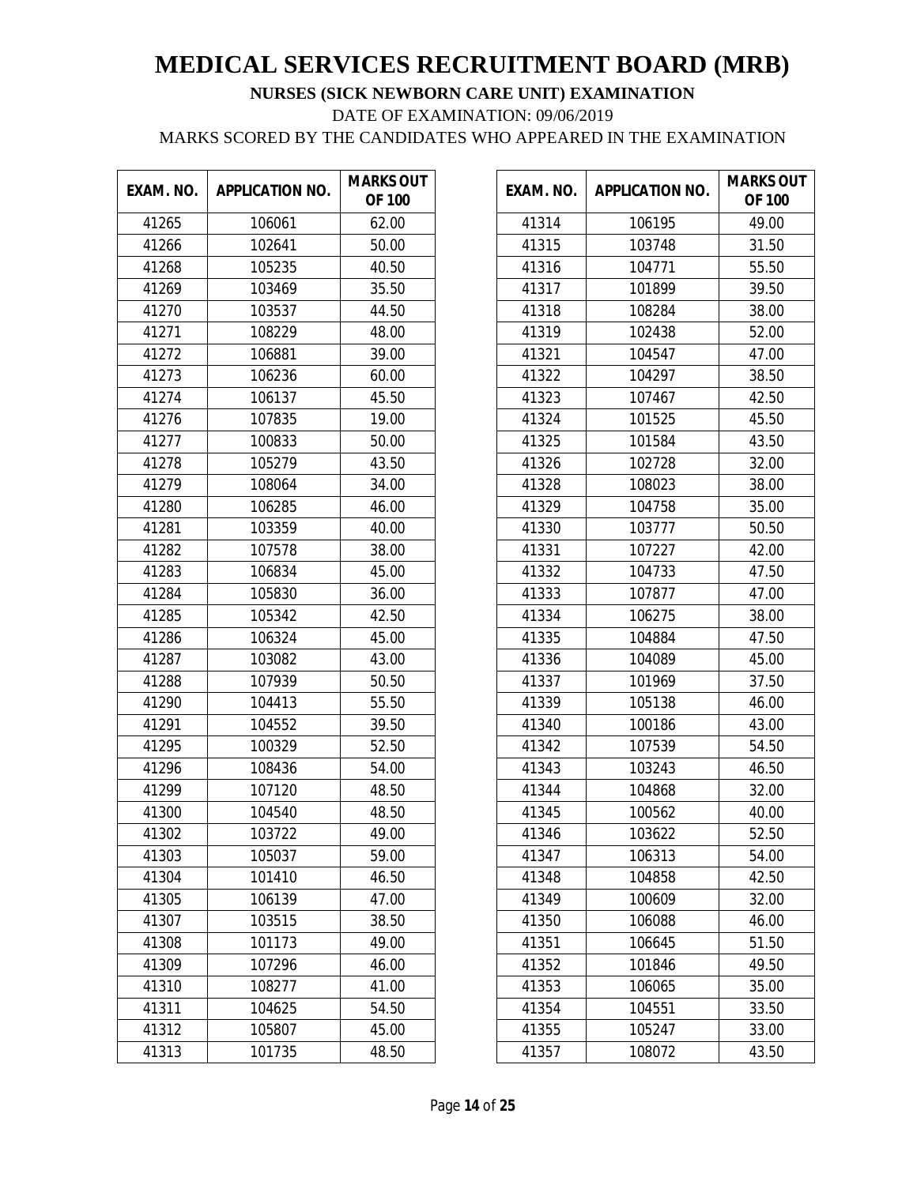# MEDICAL SERVICES RECRUITMENT BOARD (MRB)

**NURSES (SICK NEWBORN CARE UNIT) EXAMINATION**

DATE OF EXAMINATION: 09/06/2019

MARKS SCORED BY THE CANDIDATES WHO APPEARED IN THE EXAMINATION

| EXAM. NO. | APPLICATION NO. | MARKS OUT OF 100 |
|---|---|---|
| 41265 | 106061 | 62.00 |
| 41266 | 102641 | 50.00 |
| 41268 | 105235 | 40.50 |
| 41269 | 103469 | 35.50 |
| 41270 | 103537 | 44.50 |
| 41271 | 108229 | 48.00 |
| 41272 | 106881 | 39.00 |
| 41273 | 106236 | 60.00 |
| 41274 | 106137 | 45.50 |
| 41276 | 107835 | 19.00 |
| 41277 | 100833 | 50.00 |
| 41278 | 105279 | 43.50 |
| 41279 | 108064 | 34.00 |
| 41280 | 106285 | 46.00 |
| 41281 | 103359 | 40.00 |
| 41282 | 107578 | 38.00 |
| 41283 | 106834 | 45.00 |
| 41284 | 105830 | 36.00 |
| 41285 | 105342 | 42.50 |
| 41286 | 106324 | 45.00 |
| 41287 | 103082 | 43.00 |
| 41288 | 107939 | 50.50 |
| 41290 | 104413 | 55.50 |
| 41291 | 104552 | 39.50 |
| 41295 | 100329 | 52.50 |
| 41296 | 108436 | 54.00 |
| 41299 | 107120 | 48.50 |
| 41300 | 104540 | 48.50 |
| 41302 | 103722 | 49.00 |
| 41303 | 105037 | 59.00 |
| 41304 | 101410 | 46.50 |
| 41305 | 106139 | 47.00 |
| 41307 | 103515 | 38.50 |
| 41308 | 101173 | 49.00 |
| 41309 | 107296 | 46.00 |
| 41310 | 108277 | 41.00 |
| 41311 | 104625 | 54.50 |
| 41312 | 105807 | 45.00 |
| 41313 | 101735 | 48.50 |
| 41314 | 106195 | 49.00 |
| 41315 | 103748 | 31.50 |
| 41316 | 104771 | 55.50 |
| 41317 | 101899 | 39.50 |
| 41318 | 108284 | 38.00 |
| 41319 | 102438 | 52.00 |
| 41321 | 104547 | 47.00 |
| 41322 | 104297 | 38.50 |
| 41323 | 107467 | 42.50 |
| 41324 | 101525 | 45.50 |
| 41325 | 101584 | 43.50 |
| 41326 | 102728 | 32.00 |
| 41328 | 108023 | 38.00 |
| 41329 | 104758 | 35.00 |
| 41330 | 103777 | 50.50 |
| 41331 | 107227 | 42.00 |
| 41332 | 104733 | 47.50 |
| 41333 | 107877 | 47.00 |
| 41334 | 106275 | 38.00 |
| 41335 | 104884 | 47.50 |
| 41336 | 104089 | 45.00 |
| 41337 | 101969 | 37.50 |
| 41339 | 105138 | 46.00 |
| 41340 | 100186 | 43.00 |
| 41342 | 107539 | 54.50 |
| 41343 | 103243 | 46.50 |
| 41344 | 104868 | 32.00 |
| 41345 | 100562 | 40.00 |
| 41346 | 103622 | 52.50 |
| 41347 | 106313 | 54.00 |
| 41348 | 104858 | 42.50 |
| 41349 | 100609 | 32.00 |
| 41350 | 106088 | 46.00 |
| 41351 | 106645 | 51.50 |
| 41352 | 101846 | 49.50 |
| 41353 | 106065 | 35.00 |
| 41354 | 104551 | 33.50 |
| 41355 | 105247 | 33.00 |
| 41357 | 108072 | 43.50 |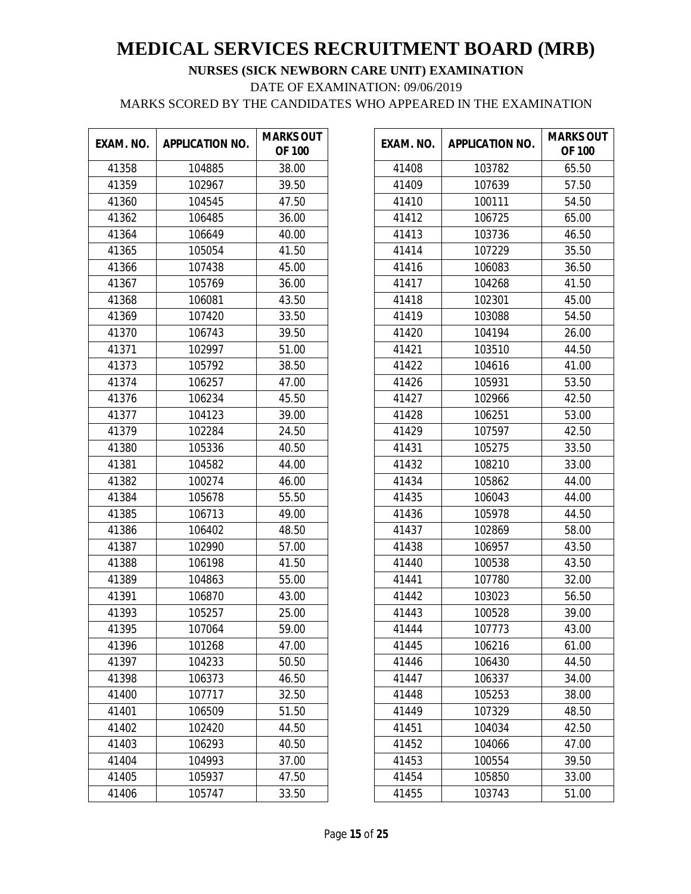# MEDICAL SERVICES RECRUITMENT BOARD (MRB)

**NURSES (SICK NEWBORN CARE UNIT) EXAMINATION**

DATE OF EXAMINATION: 09/06/2019

MARKS SCORED BY THE CANDIDATES WHO APPEARED IN THE EXAMINATION

| EXAM. NO. | APPLICATION NO. | MARKS OUT OF 100 |
|---|---|---|
| 41358 | 104885 | 38.00 |
| 41359 | 102967 | 39.50 |
| 41360 | 104545 | 47.50 |
| 41362 | 106485 | 36.00 |
| 41364 | 106649 | 40.00 |
| 41365 | 105054 | 41.50 |
| 41366 | 107438 | 45.00 |
| 41367 | 105769 | 36.00 |
| 41368 | 106081 | 43.50 |
| 41369 | 107420 | 33.50 |
| 41370 | 106743 | 39.50 |
| 41371 | 102997 | 51.00 |
| 41373 | 105792 | 38.50 |
| 41374 | 106257 | 47.00 |
| 41376 | 106234 | 45.50 |
| 41377 | 104123 | 39.00 |
| 41379 | 102284 | 24.50 |
| 41380 | 105336 | 40.50 |
| 41381 | 104582 | 44.00 |
| 41382 | 100274 | 46.00 |
| 41384 | 105678 | 55.50 |
| 41385 | 106713 | 49.00 |
| 41386 | 106402 | 48.50 |
| 41387 | 102990 | 57.00 |
| 41388 | 106198 | 41.50 |
| 41389 | 104863 | 55.00 |
| 41391 | 106870 | 43.00 |
| 41393 | 105257 | 25.00 |
| 41395 | 107064 | 59.00 |
| 41396 | 101268 | 47.00 |
| 41397 | 104233 | 50.50 |
| 41398 | 106373 | 46.50 |
| 41400 | 107717 | 32.50 |
| 41401 | 106509 | 51.50 |
| 41402 | 102420 | 44.50 |
| 41403 | 106293 | 40.50 |
| 41404 | 104993 | 37.00 |
| 41405 | 105937 | 47.50 |
| 41406 | 105747 | 33.50 |
| 41408 | 103782 | 65.50 |
| 41409 | 107639 | 57.50 |
| 41410 | 100111 | 54.50 |
| 41412 | 106725 | 65.00 |
| 41413 | 103736 | 46.50 |
| 41414 | 107229 | 35.50 |
| 41416 | 106083 | 36.50 |
| 41417 | 104268 | 41.50 |
| 41418 | 102301 | 45.00 |
| 41419 | 103088 | 54.50 |
| 41420 | 104194 | 26.00 |
| 41421 | 103510 | 44.50 |
| 41422 | 104616 | 41.00 |
| 41426 | 105931 | 53.50 |
| 41427 | 102966 | 42.50 |
| 41428 | 106251 | 53.00 |
| 41429 | 107597 | 42.50 |
| 41431 | 105275 | 33.50 |
| 41432 | 108210 | 33.00 |
| 41434 | 105862 | 44.00 |
| 41435 | 106043 | 44.00 |
| 41436 | 105978 | 44.50 |
| 41437 | 102869 | 58.00 |
| 41438 | 106957 | 43.50 |
| 41440 | 100538 | 43.50 |
| 41441 | 107780 | 32.00 |
| 41442 | 103023 | 56.50 |
| 41443 | 100528 | 39.00 |
| 41444 | 107773 | 43.00 |
| 41445 | 106216 | 61.00 |
| 41446 | 106430 | 44.50 |
| 41447 | 106337 | 34.00 |
| 41448 | 105253 | 38.00 |
| 41449 | 107329 | 48.50 |
| 41451 | 104034 | 42.50 |
| 41452 | 104066 | 47.00 |
| 41453 | 100554 | 39.50 |
| 41454 | 105850 | 33.00 |
| 41455 | 103743 | 51.00 |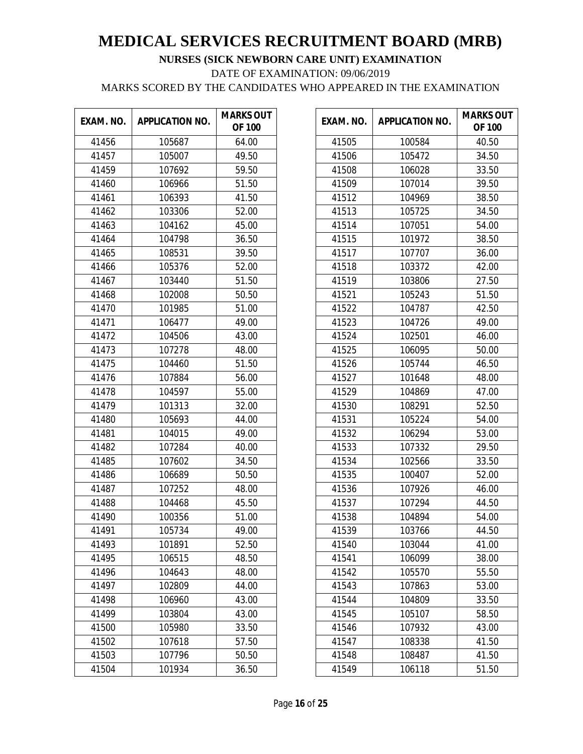# MEDICAL SERVICES RECRUITMENT BOARD (MRB)

**NURSES (SICK NEWBORN CARE UNIT) EXAMINATION**

DATE OF EXAMINATION: 09/06/2019

MARKS SCORED BY THE CANDIDATES WHO APPEARED IN THE EXAMINATION

| EXAM. NO. | APPLICATION NO. | MARKS OUT OF 100 |
|---|---|---|
| 41456 | 105687 | 64.00 |
| 41457 | 105007 | 49.50 |
| 41459 | 107692 | 59.50 |
| 41460 | 106966 | 51.50 |
| 41461 | 106393 | 41.50 |
| 41462 | 103306 | 52.00 |
| 41463 | 104162 | 45.00 |
| 41464 | 104798 | 36.50 |
| 41465 | 108531 | 39.50 |
| 41466 | 105376 | 52.00 |
| 41467 | 103440 | 51.50 |
| 41468 | 102008 | 50.50 |
| 41470 | 101985 | 51.00 |
| 41471 | 106477 | 49.00 |
| 41472 | 104506 | 43.00 |
| 41473 | 107278 | 48.00 |
| 41475 | 104460 | 51.50 |
| 41476 | 107884 | 56.00 |
| 41478 | 104597 | 55.00 |
| 41479 | 101313 | 32.00 |
| 41480 | 105693 | 44.00 |
| 41481 | 104015 | 49.00 |
| 41482 | 107284 | 40.00 |
| 41485 | 107602 | 34.50 |
| 41486 | 106689 | 50.50 |
| 41487 | 107252 | 48.00 |
| 41488 | 104468 | 45.50 |
| 41490 | 100356 | 51.00 |
| 41491 | 105734 | 49.00 |
| 41493 | 101891 | 52.50 |
| 41495 | 106515 | 48.50 |
| 41496 | 104643 | 48.00 |
| 41497 | 102809 | 44.00 |
| 41498 | 106960 | 43.00 |
| 41499 | 103804 | 43.00 |
| 41500 | 105980 | 33.50 |
| 41502 | 107618 | 57.50 |
| 41503 | 107796 | 50.50 |
| 41504 | 101934 | 36.50 |
| 41505 | 100584 | 40.50 |
| 41506 | 105472 | 34.50 |
| 41508 | 106028 | 33.50 |
| 41509 | 107014 | 39.50 |
| 41512 | 104969 | 38.50 |
| 41513 | 105725 | 34.50 |
| 41514 | 107051 | 54.00 |
| 41515 | 101972 | 38.50 |
| 41517 | 107707 | 36.00 |
| 41518 | 103372 | 42.00 |
| 41519 | 103806 | 27.50 |
| 41521 | 105243 | 51.50 |
| 41522 | 104787 | 42.50 |
| 41523 | 104726 | 49.00 |
| 41524 | 102501 | 46.00 |
| 41525 | 106095 | 50.00 |
| 41526 | 105744 | 46.50 |
| 41527 | 101648 | 48.00 |
| 41529 | 104869 | 47.00 |
| 41530 | 108291 | 52.50 |
| 41531 | 105224 | 54.00 |
| 41532 | 106294 | 53.00 |
| 41533 | 107332 | 29.50 |
| 41534 | 102566 | 33.50 |
| 41535 | 100407 | 52.00 |
| 41536 | 107926 | 46.00 |
| 41537 | 107294 | 44.50 |
| 41538 | 104894 | 54.00 |
| 41539 | 103766 | 44.50 |
| 41540 | 103044 | 41.00 |
| 41541 | 106099 | 38.00 |
| 41542 | 105570 | 55.50 |
| 41543 | 107863 | 53.00 |
| 41544 | 104809 | 33.50 |
| 41545 | 105107 | 58.50 |
| 41546 | 107932 | 43.00 |
| 41547 | 108338 | 41.50 |
| 41548 | 108487 | 41.50 |
| 41549 | 106118 | 51.50 |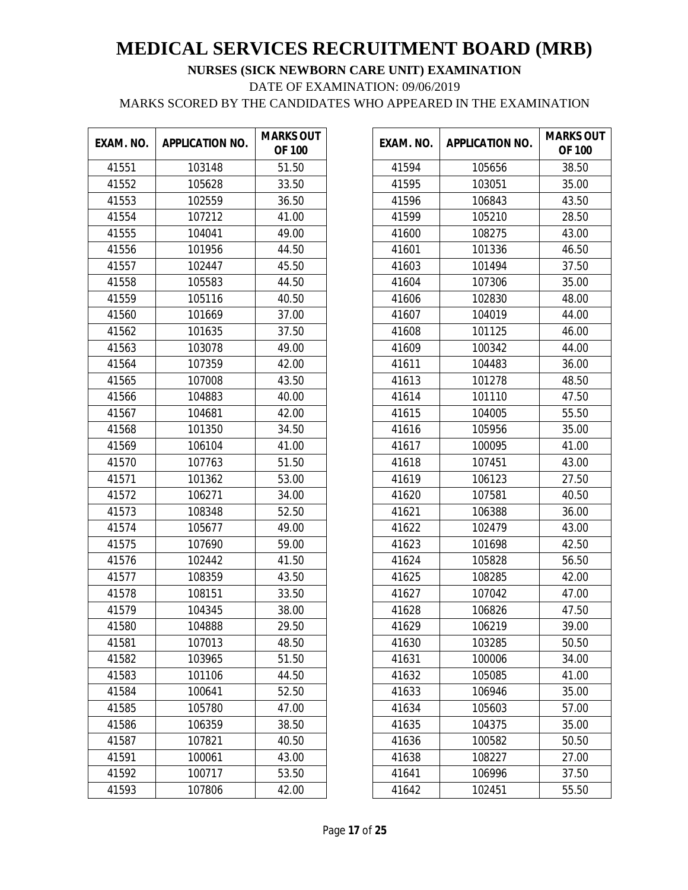# MEDICAL SERVICES RECRUITMENT BOARD (MRB)

**NURSES (SICK NEWBORN CARE UNIT) EXAMINATION**

DATE OF EXAMINATION: 09/06/2019

MARKS SCORED BY THE CANDIDATES WHO APPEARED IN THE EXAMINATION

| EXAM. NO. | APPLICATION NO. | MARKS OUT OF 100 |
|---|---|---|
| 41551 | 103148 | 51.50 |
| 41552 | 105628 | 33.50 |
| 41553 | 102559 | 36.50 |
| 41554 | 107212 | 41.00 |
| 41555 | 104041 | 49.00 |
| 41556 | 101956 | 44.50 |
| 41557 | 102447 | 45.50 |
| 41558 | 105583 | 44.50 |
| 41559 | 105116 | 40.50 |
| 41560 | 101669 | 37.00 |
| 41562 | 101635 | 37.50 |
| 41563 | 103078 | 49.00 |
| 41564 | 107359 | 42.00 |
| 41565 | 107008 | 43.50 |
| 41566 | 104883 | 40.00 |
| 41567 | 104681 | 42.00 |
| 41568 | 101350 | 34.50 |
| 41569 | 106104 | 41.00 |
| 41570 | 107763 | 51.50 |
| 41571 | 101362 | 53.00 |
| 41572 | 106271 | 34.00 |
| 41573 | 108348 | 52.50 |
| 41574 | 105677 | 49.00 |
| 41575 | 107690 | 59.00 |
| 41576 | 102442 | 41.50 |
| 41577 | 108359 | 43.50 |
| 41578 | 108151 | 33.50 |
| 41579 | 104345 | 38.00 |
| 41580 | 104888 | 29.50 |
| 41581 | 107013 | 48.50 |
| 41582 | 103965 | 51.50 |
| 41583 | 101106 | 44.50 |
| 41584 | 100641 | 52.50 |
| 41585 | 105780 | 47.00 |
| 41586 | 106359 | 38.50 |
| 41587 | 107821 | 40.50 |
| 41591 | 100061 | 43.00 |
| 41592 | 100717 | 53.50 |
| 41593 | 107806 | 42.00 |
| 41594 | 105656 | 38.50 |
| 41595 | 103051 | 35.00 |
| 41596 | 106843 | 43.50 |
| 41599 | 105210 | 28.50 |
| 41600 | 108275 | 43.00 |
| 41601 | 101336 | 46.50 |
| 41603 | 101494 | 37.50 |
| 41604 | 107306 | 35.00 |
| 41606 | 102830 | 48.00 |
| 41607 | 104019 | 44.00 |
| 41608 | 101125 | 46.00 |
| 41609 | 100342 | 44.00 |
| 41611 | 104483 | 36.00 |
| 41613 | 101278 | 48.50 |
| 41614 | 101110 | 47.50 |
| 41615 | 104005 | 55.50 |
| 41616 | 105956 | 35.00 |
| 41617 | 100095 | 41.00 |
| 41618 | 107451 | 43.00 |
| 41619 | 106123 | 27.50 |
| 41620 | 107581 | 40.50 |
| 41621 | 106388 | 36.00 |
| 41622 | 102479 | 43.00 |
| 41623 | 101698 | 42.50 |
| 41624 | 105828 | 56.50 |
| 41625 | 108285 | 42.00 |
| 41627 | 107042 | 47.00 |
| 41628 | 106826 | 47.50 |
| 41629 | 106219 | 39.00 |
| 41630 | 103285 | 50.50 |
| 41631 | 100006 | 34.00 |
| 41632 | 105085 | 41.00 |
| 41633 | 106946 | 35.00 |
| 41634 | 105603 | 57.00 |
| 41635 | 104375 | 35.00 |
| 41636 | 100582 | 50.50 |
| 41638 | 108227 | 27.00 |
| 41641 | 106996 | 37.50 |
| 41642 | 102451 | 55.50 |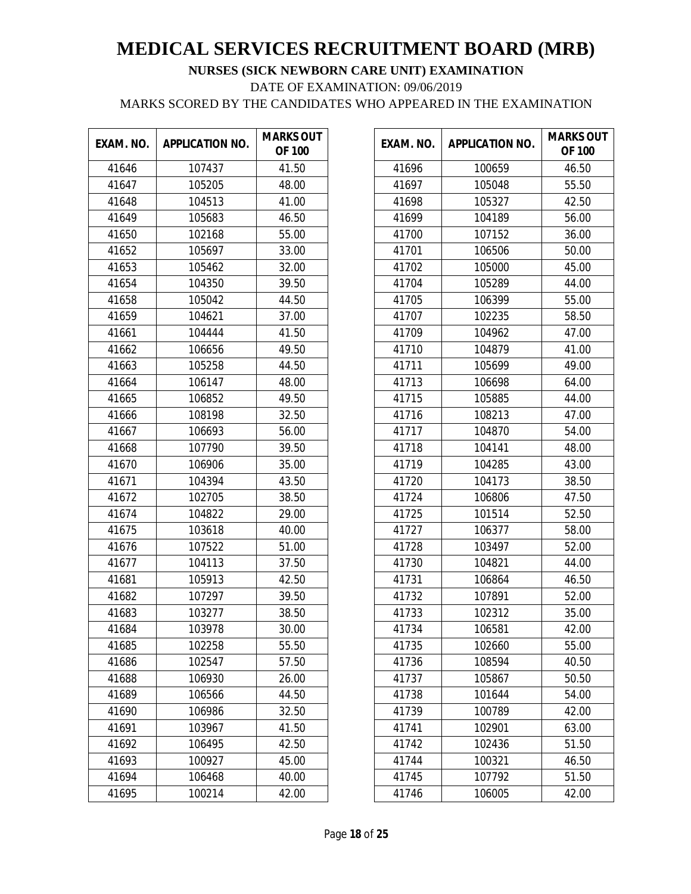# MEDICAL SERVICES RECRUITMENT BOARD (MRB)

**NURSES (SICK NEWBORN CARE UNIT) EXAMINATION**

DATE OF EXAMINATION: 09/06/2019

MARKS SCORED BY THE CANDIDATES WHO APPEARED IN THE EXAMINATION

| EXAM. NO. | APPLICATION NO. | MARKS OUT OF 100 |
|---|---|---|
| 41646 | 107437 | 41.50 |
| 41647 | 105205 | 48.00 |
| 41648 | 104513 | 41.00 |
| 41649 | 105683 | 46.50 |
| 41650 | 102168 | 55.00 |
| 41652 | 105697 | 33.00 |
| 41653 | 105462 | 32.00 |
| 41654 | 104350 | 39.50 |
| 41658 | 105042 | 44.50 |
| 41659 | 104621 | 37.00 |
| 41661 | 104444 | 41.50 |
| 41662 | 106656 | 49.50 |
| 41663 | 105258 | 44.50 |
| 41664 | 106147 | 48.00 |
| 41665 | 106852 | 49.50 |
| 41666 | 108198 | 32.50 |
| 41667 | 106693 | 56.00 |
| 41668 | 107790 | 39.50 |
| 41670 | 106906 | 35.00 |
| 41671 | 104394 | 43.50 |
| 41672 | 102705 | 38.50 |
| 41674 | 104822 | 29.00 |
| 41675 | 103618 | 40.00 |
| 41676 | 107522 | 51.00 |
| 41677 | 104113 | 37.50 |
| 41681 | 105913 | 42.50 |
| 41682 | 107297 | 39.50 |
| 41683 | 103277 | 38.50 |
| 41684 | 103978 | 30.00 |
| 41685 | 102258 | 55.50 |
| 41686 | 102547 | 57.50 |
| 41688 | 106930 | 26.00 |
| 41689 | 106566 | 44.50 |
| 41690 | 106986 | 32.50 |
| 41691 | 103967 | 41.50 |
| 41692 | 106495 | 42.50 |
| 41693 | 100927 | 45.00 |
| 41694 | 106468 | 40.00 |
| 41695 | 100214 | 42.00 |
| 41696 | 100659 | 46.50 |
| 41697 | 105048 | 55.50 |
| 41698 | 105327 | 42.50 |
| 41699 | 104189 | 56.00 |
| 41700 | 107152 | 36.00 |
| 41701 | 106506 | 50.00 |
| 41702 | 105000 | 45.00 |
| 41704 | 105289 | 44.00 |
| 41705 | 106399 | 55.00 |
| 41707 | 102235 | 58.50 |
| 41709 | 104962 | 47.00 |
| 41710 | 104879 | 41.00 |
| 41711 | 105699 | 49.00 |
| 41713 | 106698 | 64.00 |
| 41715 | 105885 | 44.00 |
| 41716 | 108213 | 47.00 |
| 41717 | 104870 | 54.00 |
| 41718 | 104141 | 48.00 |
| 41719 | 104285 | 43.00 |
| 41720 | 104173 | 38.50 |
| 41724 | 106806 | 47.50 |
| 41725 | 101514 | 52.50 |
| 41727 | 106377 | 58.00 |
| 41728 | 103497 | 52.00 |
| 41730 | 104821 | 44.00 |
| 41731 | 106864 | 46.50 |
| 41732 | 107891 | 52.00 |
| 41733 | 102312 | 35.00 |
| 41734 | 106581 | 42.00 |
| 41735 | 102660 | 55.00 |
| 41736 | 108594 | 40.50 |
| 41737 | 105867 | 50.50 |
| 41738 | 101644 | 54.00 |
| 41739 | 100789 | 42.00 |
| 41741 | 102901 | 63.00 |
| 41742 | 102436 | 51.50 |
| 41744 | 100321 | 46.50 |
| 41745 | 107792 | 51.50 |
| 41746 | 106005 | 42.00 |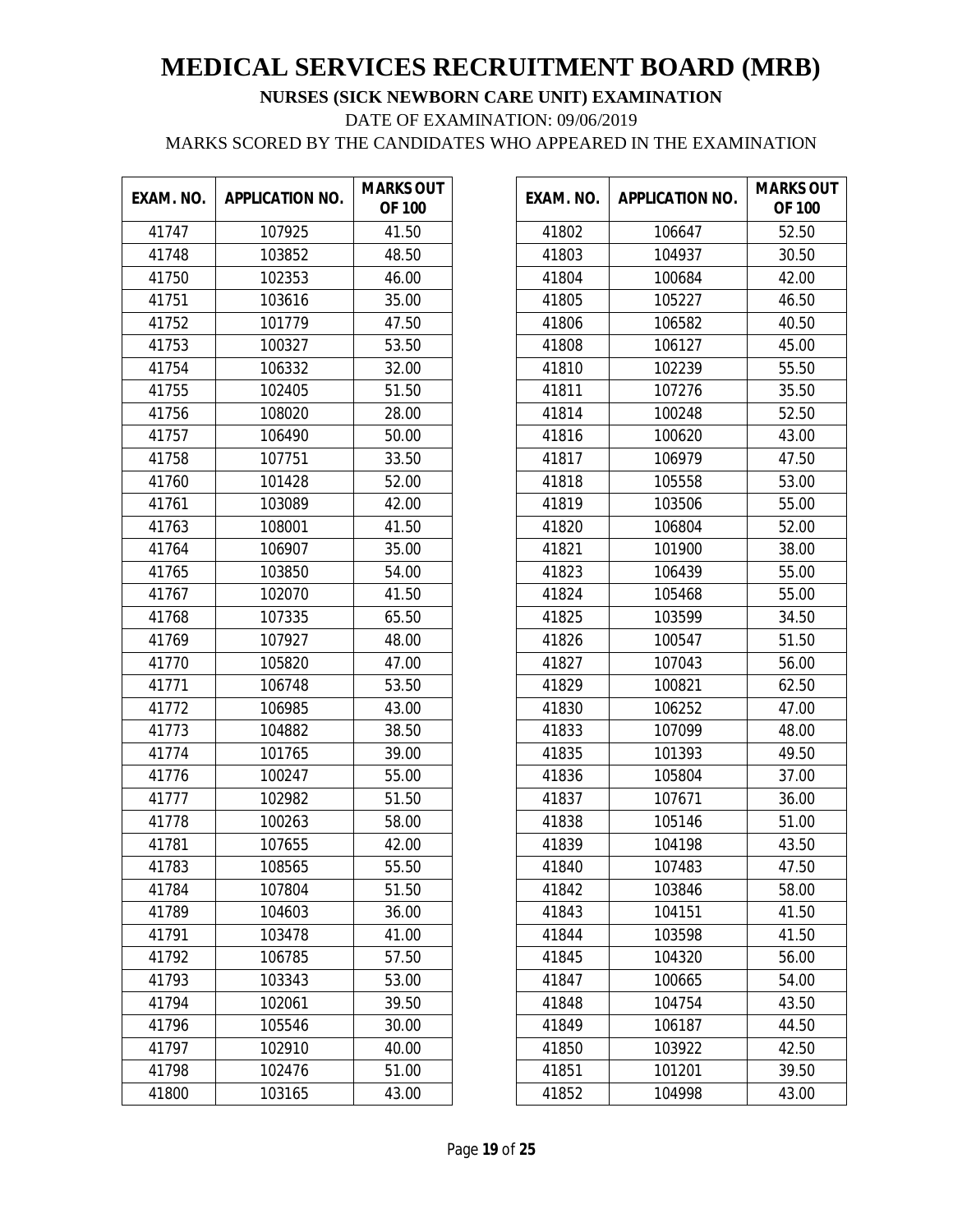# MEDICAL SERVICES RECRUITMENT BOARD (MRB)

**NURSES (SICK NEWBORN CARE UNIT) EXAMINATION**

DATE OF EXAMINATION: 09/06/2019

MARKS SCORED BY THE CANDIDATES WHO APPEARED IN THE EXAMINATION

| EXAM. NO. | APPLICATION NO. | MARKS OUT OF 100 |
|---|---|---|
| 41747 | 107925 | 41.50 |
| 41748 | 103852 | 48.50 |
| 41750 | 102353 | 46.00 |
| 41751 | 103616 | 35.00 |
| 41752 | 101779 | 47.50 |
| 41753 | 100327 | 53.50 |
| 41754 | 106332 | 32.00 |
| 41755 | 102405 | 51.50 |
| 41756 | 108020 | 28.00 |
| 41757 | 106490 | 50.00 |
| 41758 | 107751 | 33.50 |
| 41760 | 101428 | 52.00 |
| 41761 | 103089 | 42.00 |
| 41763 | 108001 | 41.50 |
| 41764 | 106907 | 35.00 |
| 41765 | 103850 | 54.00 |
| 41767 | 102070 | 41.50 |
| 41768 | 107335 | 65.50 |
| 41769 | 107927 | 48.00 |
| 41770 | 105820 | 47.00 |
| 41771 | 106748 | 53.50 |
| 41772 | 106985 | 43.00 |
| 41773 | 104882 | 38.50 |
| 41774 | 101765 | 39.00 |
| 41776 | 100247 | 55.00 |
| 41777 | 102982 | 51.50 |
| 41778 | 100263 | 58.00 |
| 41781 | 107655 | 42.00 |
| 41783 | 108565 | 55.50 |
| 41784 | 107804 | 51.50 |
| 41789 | 104603 | 36.00 |
| 41791 | 103478 | 41.00 |
| 41792 | 106785 | 57.50 |
| 41793 | 103343 | 53.00 |
| 41794 | 102061 | 39.50 |
| 41796 | 105546 | 30.00 |
| 41797 | 102910 | 40.00 |
| 41798 | 102476 | 51.00 |
| 41800 | 103165 | 43.00 |
| 41802 | 106647 | 52.50 |
| 41803 | 104937 | 30.50 |
| 41804 | 100684 | 42.00 |
| 41805 | 105227 | 46.50 |
| 41806 | 106582 | 40.50 |
| 41808 | 106127 | 45.00 |
| 41810 | 102239 | 55.50 |
| 41811 | 107276 | 35.50 |
| 41814 | 100248 | 52.50 |
| 41816 | 100620 | 43.00 |
| 41817 | 106979 | 47.50 |
| 41818 | 105558 | 53.00 |
| 41819 | 103506 | 55.00 |
| 41820 | 106804 | 52.00 |
| 41821 | 101900 | 38.00 |
| 41823 | 106439 | 55.00 |
| 41824 | 105468 | 55.00 |
| 41825 | 103599 | 34.50 |
| 41826 | 100547 | 51.50 |
| 41827 | 107043 | 56.00 |
| 41829 | 100821 | 62.50 |
| 41830 | 106252 | 47.00 |
| 41833 | 107099 | 48.00 |
| 41835 | 101393 | 49.50 |
| 41836 | 105804 | 37.00 |
| 41837 | 107671 | 36.00 |
| 41838 | 105146 | 51.00 |
| 41839 | 104198 | 43.50 |
| 41840 | 107483 | 47.50 |
| 41842 | 103846 | 58.00 |
| 41843 | 104151 | 41.50 |
| 41844 | 103598 | 41.50 |
| 41845 | 104320 | 56.00 |
| 41847 | 100665 | 54.00 |
| 41848 | 104754 | 43.50 |
| 41849 | 106187 | 44.50 |
| 41850 | 103922 | 42.50 |
| 41851 | 101201 | 39.50 |
| 41852 | 104998 | 43.00 |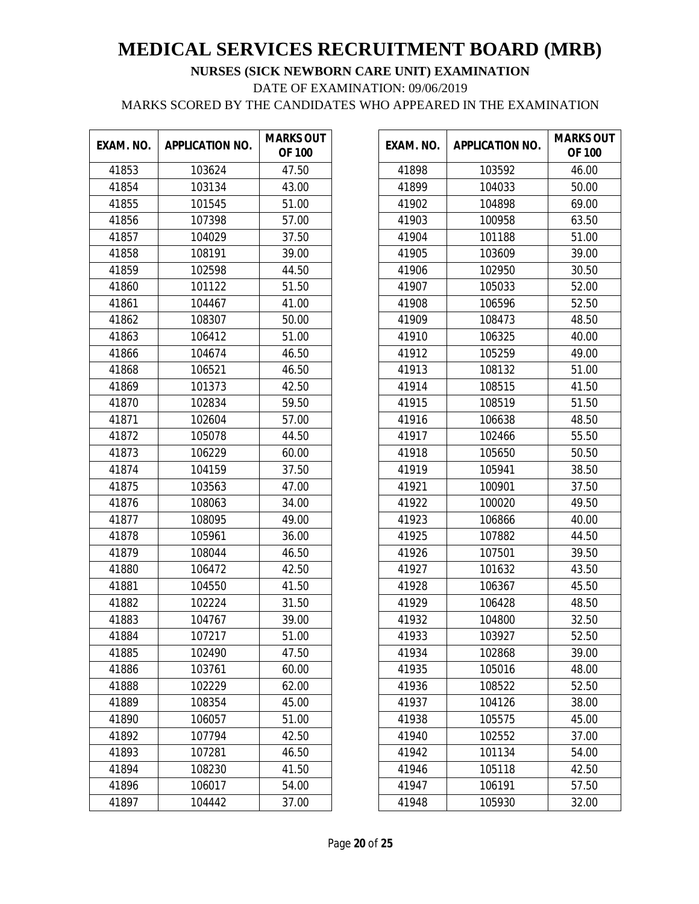# MEDICAL SERVICES RECRUITMENT BOARD (MRB)

**NURSES (SICK NEWBORN CARE UNIT) EXAMINATION**

DATE OF EXAMINATION: 09/06/2019

MARKS SCORED BY THE CANDIDATES WHO APPEARED IN THE EXAMINATION

| EXAM. NO. | APPLICATION NO. | MARKS OUT OF 100 |
|---|---|---|
| 41853 | 103624 | 47.50 |
| 41854 | 103134 | 43.00 |
| 41855 | 101545 | 51.00 |
| 41856 | 107398 | 57.00 |
| 41857 | 104029 | 37.50 |
| 41858 | 108191 | 39.00 |
| 41859 | 102598 | 44.50 |
| 41860 | 101122 | 51.50 |
| 41861 | 104467 | 41.00 |
| 41862 | 108307 | 50.00 |
| 41863 | 106412 | 51.00 |
| 41866 | 104674 | 46.50 |
| 41868 | 106521 | 46.50 |
| 41869 | 101373 | 42.50 |
| 41870 | 102834 | 59.50 |
| 41871 | 102604 | 57.00 |
| 41872 | 105078 | 44.50 |
| 41873 | 106229 | 60.00 |
| 41874 | 104159 | 37.50 |
| 41875 | 103563 | 47.00 |
| 41876 | 108063 | 34.00 |
| 41877 | 108095 | 49.00 |
| 41878 | 105961 | 36.00 |
| 41879 | 108044 | 46.50 |
| 41880 | 106472 | 42.50 |
| 41881 | 104550 | 41.50 |
| 41882 | 102224 | 31.50 |
| 41883 | 104767 | 39.00 |
| 41884 | 107217 | 51.00 |
| 41885 | 102490 | 47.50 |
| 41886 | 103761 | 60.00 |
| 41888 | 102229 | 62.00 |
| 41889 | 108354 | 45.00 |
| 41890 | 106057 | 51.00 |
| 41892 | 107794 | 42.50 |
| 41893 | 107281 | 46.50 |
| 41894 | 108230 | 41.50 |
| 41896 | 106017 | 54.00 |
| 41897 | 104442 | 37.00 |
| 41898 | 103592 | 46.00 |
| 41899 | 104033 | 50.00 |
| 41902 | 104898 | 69.00 |
| 41903 | 100958 | 63.50 |
| 41904 | 101188 | 51.00 |
| 41905 | 103609 | 39.00 |
| 41906 | 102950 | 30.50 |
| 41907 | 105033 | 52.00 |
| 41908 | 106596 | 52.50 |
| 41909 | 108473 | 48.50 |
| 41910 | 106325 | 40.00 |
| 41912 | 105259 | 49.00 |
| 41913 | 108132 | 51.00 |
| 41914 | 108515 | 41.50 |
| 41915 | 108519 | 51.50 |
| 41916 | 106638 | 48.50 |
| 41917 | 102466 | 55.50 |
| 41918 | 105650 | 50.50 |
| 41919 | 105941 | 38.50 |
| 41921 | 100901 | 37.50 |
| 41922 | 100020 | 49.50 |
| 41923 | 106866 | 40.00 |
| 41925 | 107882 | 44.50 |
| 41926 | 107501 | 39.50 |
| 41927 | 101632 | 43.50 |
| 41928 | 106367 | 45.50 |
| 41929 | 106428 | 48.50 |
| 41932 | 104800 | 32.50 |
| 41933 | 103927 | 52.50 |
| 41934 | 102868 | 39.00 |
| 41935 | 105016 | 48.00 |
| 41936 | 108522 | 52.50 |
| 41937 | 104126 | 38.00 |
| 41938 | 105575 | 45.00 |
| 41940 | 102552 | 37.00 |
| 41942 | 101134 | 54.00 |
| 41946 | 105118 | 42.50 |
| 41947 | 106191 | 57.50 |
| 41948 | 105930 | 32.00 |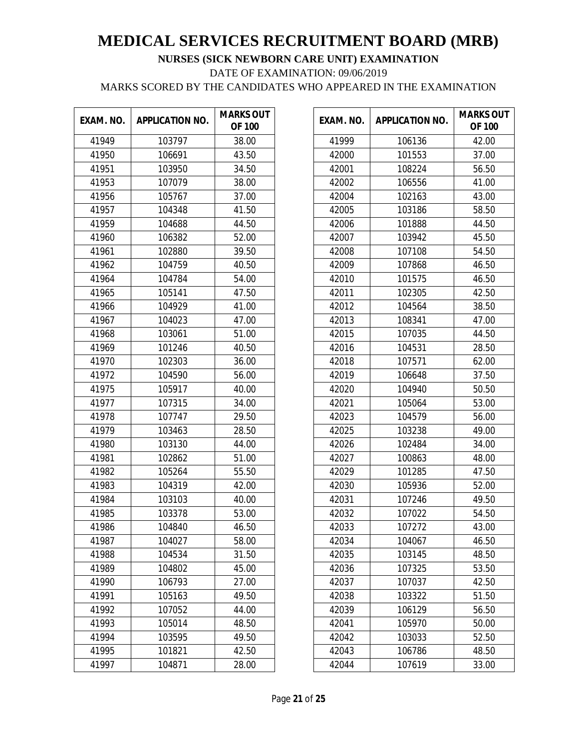# MEDICAL SERVICES RECRUITMENT BOARD (MRB)

**NURSES (SICK NEWBORN CARE UNIT) EXAMINATION**

DATE OF EXAMINATION: 09/06/2019

MARKS SCORED BY THE CANDIDATES WHO APPEARED IN THE EXAMINATION

| EXAM. NO. | APPLICATION NO. | MARKS OUT OF 100 |
|---|---|---|
| 41949 | 103797 | 38.00 |
| 41950 | 106691 | 43.50 |
| 41951 | 103950 | 34.50 |
| 41953 | 107079 | 38.00 |
| 41956 | 105767 | 37.00 |
| 41957 | 104348 | 41.50 |
| 41959 | 104688 | 44.50 |
| 41960 | 106382 | 52.00 |
| 41961 | 102880 | 39.50 |
| 41962 | 104759 | 40.50 |
| 41964 | 104784 | 54.00 |
| 41965 | 105141 | 47.50 |
| 41966 | 104929 | 41.00 |
| 41967 | 104023 | 47.00 |
| 41968 | 103061 | 51.00 |
| 41969 | 101246 | 40.50 |
| 41970 | 102303 | 36.00 |
| 41972 | 104590 | 56.00 |
| 41975 | 105917 | 40.00 |
| 41977 | 107315 | 34.00 |
| 41978 | 107747 | 29.50 |
| 41979 | 103463 | 28.50 |
| 41980 | 103130 | 44.00 |
| 41981 | 102862 | 51.00 |
| 41982 | 105264 | 55.50 |
| 41983 | 104319 | 42.00 |
| 41984 | 103103 | 40.00 |
| 41985 | 103378 | 53.00 |
| 41986 | 104840 | 46.50 |
| 41987 | 104027 | 58.00 |
| 41988 | 104534 | 31.50 |
| 41989 | 104802 | 45.00 |
| 41990 | 106793 | 27.00 |
| 41991 | 105163 | 49.50 |
| 41992 | 107052 | 44.00 |
| 41993 | 105014 | 48.50 |
| 41994 | 103595 | 49.50 |
| 41995 | 101821 | 42.50 |
| 41997 | 104871 | 28.00 |
| 41999 | 106136 | 42.00 |
| 42000 | 101553 | 37.00 |
| 42001 | 108224 | 56.50 |
| 42002 | 106556 | 41.00 |
| 42004 | 102163 | 43.00 |
| 42005 | 103186 | 58.50 |
| 42006 | 101888 | 44.50 |
| 42007 | 103942 | 45.50 |
| 42008 | 107108 | 54.50 |
| 42009 | 107868 | 46.50 |
| 42010 | 101575 | 46.50 |
| 42011 | 102305 | 42.50 |
| 42012 | 104564 | 38.50 |
| 42013 | 108341 | 47.00 |
| 42015 | 107035 | 44.50 |
| 42016 | 104531 | 28.50 |
| 42018 | 107571 | 62.00 |
| 42019 | 106648 | 37.50 |
| 42020 | 104940 | 50.50 |
| 42021 | 105064 | 53.00 |
| 42023 | 104579 | 56.00 |
| 42025 | 103238 | 49.00 |
| 42026 | 102484 | 34.00 |
| 42027 | 100863 | 48.00 |
| 42029 | 101285 | 47.50 |
| 42030 | 105936 | 52.00 |
| 42031 | 107246 | 49.50 |
| 42032 | 107022 | 54.50 |
| 42033 | 107272 | 43.00 |
| 42034 | 104067 | 46.50 |
| 42035 | 103145 | 48.50 |
| 42036 | 107325 | 53.50 |
| 42037 | 107037 | 42.50 |
| 42038 | 103322 | 51.50 |
| 42039 | 106129 | 56.50 |
| 42041 | 105970 | 50.00 |
| 42042 | 103033 | 52.50 |
| 42043 | 106786 | 48.50 |
| 42044 | 107619 | 33.00 |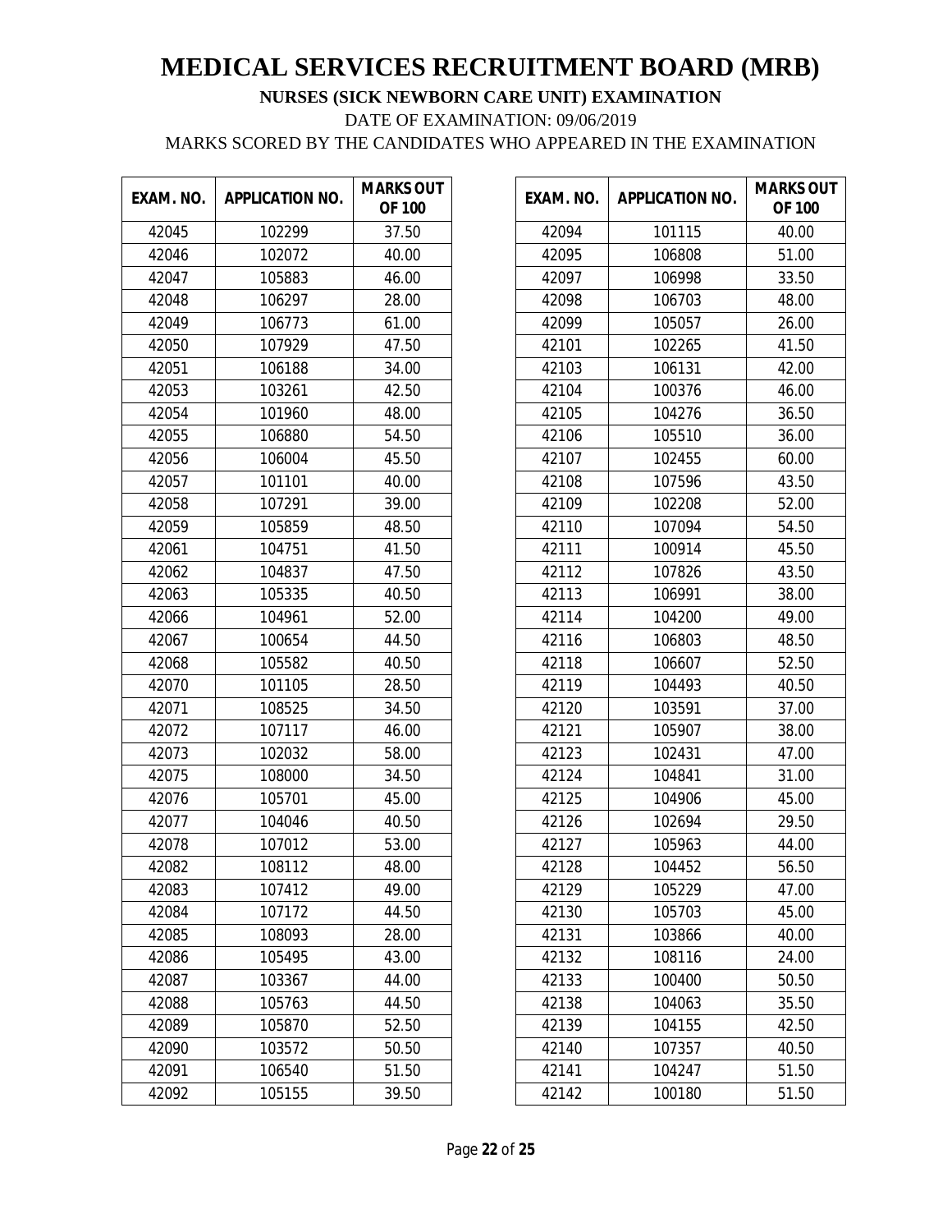# MEDICAL SERVICES RECRUITMENT BOARD (MRB)

**NURSES (SICK NEWBORN CARE UNIT) EXAMINATION**

DATE OF EXAMINATION: 09/06/2019

MARKS SCORED BY THE CANDIDATES WHO APPEARED IN THE EXAMINATION

| EXAM. NO. | APPLICATION NO. | MARKS OUT OF 100 |
|---|---|---|
| 42045 | 102299 | 37.50 |
| 42046 | 102072 | 40.00 |
| 42047 | 105883 | 46.00 |
| 42048 | 106297 | 28.00 |
| 42049 | 106773 | 61.00 |
| 42050 | 107929 | 47.50 |
| 42051 | 106188 | 34.00 |
| 42053 | 103261 | 42.50 |
| 42054 | 101960 | 48.00 |
| 42055 | 106880 | 54.50 |
| 42056 | 106004 | 45.50 |
| 42057 | 101101 | 40.00 |
| 42058 | 107291 | 39.00 |
| 42059 | 105859 | 48.50 |
| 42061 | 104751 | 41.50 |
| 42062 | 104837 | 47.50 |
| 42063 | 105335 | 40.50 |
| 42066 | 104961 | 52.00 |
| 42067 | 100654 | 44.50 |
| 42068 | 105582 | 40.50 |
| 42070 | 101105 | 28.50 |
| 42071 | 108525 | 34.50 |
| 42072 | 107117 | 46.00 |
| 42073 | 102032 | 58.00 |
| 42075 | 108000 | 34.50 |
| 42076 | 105701 | 45.00 |
| 42077 | 104046 | 40.50 |
| 42078 | 107012 | 53.00 |
| 42082 | 108112 | 48.00 |
| 42083 | 107412 | 49.00 |
| 42084 | 107172 | 44.50 |
| 42085 | 108093 | 28.00 |
| 42086 | 105495 | 43.00 |
| 42087 | 103367 | 44.00 |
| 42088 | 105763 | 44.50 |
| 42089 | 105870 | 52.50 |
| 42090 | 103572 | 50.50 |
| 42091 | 106540 | 51.50 |
| 42092 | 105155 | 39.50 |
| 42094 | 101115 | 40.00 |
| 42095 | 106808 | 51.00 |
| 42097 | 106998 | 33.50 |
| 42098 | 106703 | 48.00 |
| 42099 | 105057 | 26.00 |
| 42101 | 102265 | 41.50 |
| 42103 | 106131 | 42.00 |
| 42104 | 100376 | 46.00 |
| 42105 | 104276 | 36.50 |
| 42106 | 105510 | 36.00 |
| 42107 | 102455 | 60.00 |
| 42108 | 107596 | 43.50 |
| 42109 | 102208 | 52.00 |
| 42110 | 107094 | 54.50 |
| 42111 | 100914 | 45.50 |
| 42112 | 107826 | 43.50 |
| 42113 | 106991 | 38.00 |
| 42114 | 104200 | 49.00 |
| 42116 | 106803 | 48.50 |
| 42118 | 106607 | 52.50 |
| 42119 | 104493 | 40.50 |
| 42120 | 103591 | 37.00 |
| 42121 | 105907 | 38.00 |
| 42123 | 102431 | 47.00 |
| 42124 | 104841 | 31.00 |
| 42125 | 104906 | 45.00 |
| 42126 | 102694 | 29.50 |
| 42127 | 105963 | 44.00 |
| 42128 | 104452 | 56.50 |
| 42129 | 105229 | 47.00 |
| 42130 | 105703 | 45.00 |
| 42131 | 103866 | 40.00 |
| 42132 | 108116 | 24.00 |
| 42133 | 100400 | 50.50 |
| 42138 | 104063 | 35.50 |
| 42139 | 104155 | 42.50 |
| 42140 | 107357 | 40.50 |
| 42141 | 104247 | 51.50 |
| 42142 | 100180 | 51.50 |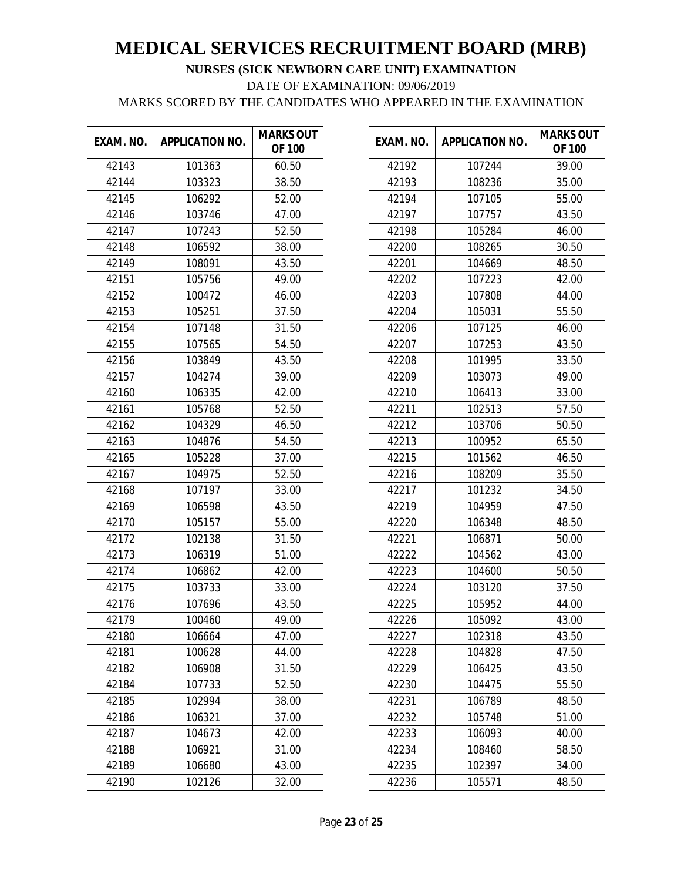# MEDICAL SERVICES RECRUITMENT BOARD (MRB)

**NURSES (SICK NEWBORN CARE UNIT) EXAMINATION**

DATE OF EXAMINATION: 09/06/2019

MARKS SCORED BY THE CANDIDATES WHO APPEARED IN THE EXAMINATION

| EXAM. NO. | APPLICATION NO. | MARKS OUT OF 100 |
|---|---|---|
| 42143 | 101363 | 60.50 |
| 42144 | 103323 | 38.50 |
| 42145 | 106292 | 52.00 |
| 42146 | 103746 | 47.00 |
| 42147 | 107243 | 52.50 |
| 42148 | 106592 | 38.00 |
| 42149 | 108091 | 43.50 |
| 42151 | 105756 | 49.00 |
| 42152 | 100472 | 46.00 |
| 42153 | 105251 | 37.50 |
| 42154 | 107148 | 31.50 |
| 42155 | 107565 | 54.50 |
| 42156 | 103849 | 43.50 |
| 42157 | 104274 | 39.00 |
| 42160 | 106335 | 42.00 |
| 42161 | 105768 | 52.50 |
| 42162 | 104329 | 46.50 |
| 42163 | 104876 | 54.50 |
| 42165 | 105228 | 37.00 |
| 42167 | 104975 | 52.50 |
| 42168 | 107197 | 33.00 |
| 42169 | 106598 | 43.50 |
| 42170 | 105157 | 55.00 |
| 42172 | 102138 | 31.50 |
| 42173 | 106319 | 51.00 |
| 42174 | 106862 | 42.00 |
| 42175 | 103733 | 33.00 |
| 42176 | 107696 | 43.50 |
| 42179 | 100460 | 49.00 |
| 42180 | 106664 | 47.00 |
| 42181 | 100628 | 44.00 |
| 42182 | 106908 | 31.50 |
| 42184 | 107733 | 52.50 |
| 42185 | 102994 | 38.00 |
| 42186 | 106321 | 37.00 |
| 42187 | 104673 | 42.00 |
| 42188 | 106921 | 31.00 |
| 42189 | 106680 | 43.00 |
| 42190 | 102126 | 32.00 |
| 42192 | 107244 | 39.00 |
| 42193 | 108236 | 35.00 |
| 42194 | 107105 | 55.00 |
| 42197 | 107757 | 43.50 |
| 42198 | 105284 | 46.00 |
| 42200 | 108265 | 30.50 |
| 42201 | 104669 | 48.50 |
| 42202 | 107223 | 42.00 |
| 42203 | 107808 | 44.00 |
| 42204 | 105031 | 55.50 |
| 42206 | 107125 | 46.00 |
| 42207 | 107253 | 43.50 |
| 42208 | 101995 | 33.50 |
| 42209 | 103073 | 49.00 |
| 42210 | 106413 | 33.00 |
| 42211 | 102513 | 57.50 |
| 42212 | 103706 | 50.50 |
| 42213 | 100952 | 65.50 |
| 42215 | 101562 | 46.50 |
| 42216 | 108209 | 35.50 |
| 42217 | 101232 | 34.50 |
| 42219 | 104959 | 47.50 |
| 42220 | 106348 | 48.50 |
| 42221 | 106871 | 50.00 |
| 42222 | 104562 | 43.00 |
| 42223 | 104600 | 50.50 |
| 42224 | 103120 | 37.50 |
| 42225 | 105952 | 44.00 |
| 42226 | 105092 | 43.00 |
| 42227 | 102318 | 43.50 |
| 42228 | 104828 | 47.50 |
| 42229 | 106425 | 43.50 |
| 42230 | 104475 | 55.50 |
| 42231 | 106789 | 48.50 |
| 42232 | 105748 | 51.00 |
| 42233 | 106093 | 40.00 |
| 42234 | 108460 | 58.50 |
| 42235 | 102397 | 34.00 |
| 42236 | 105571 | 48.50 |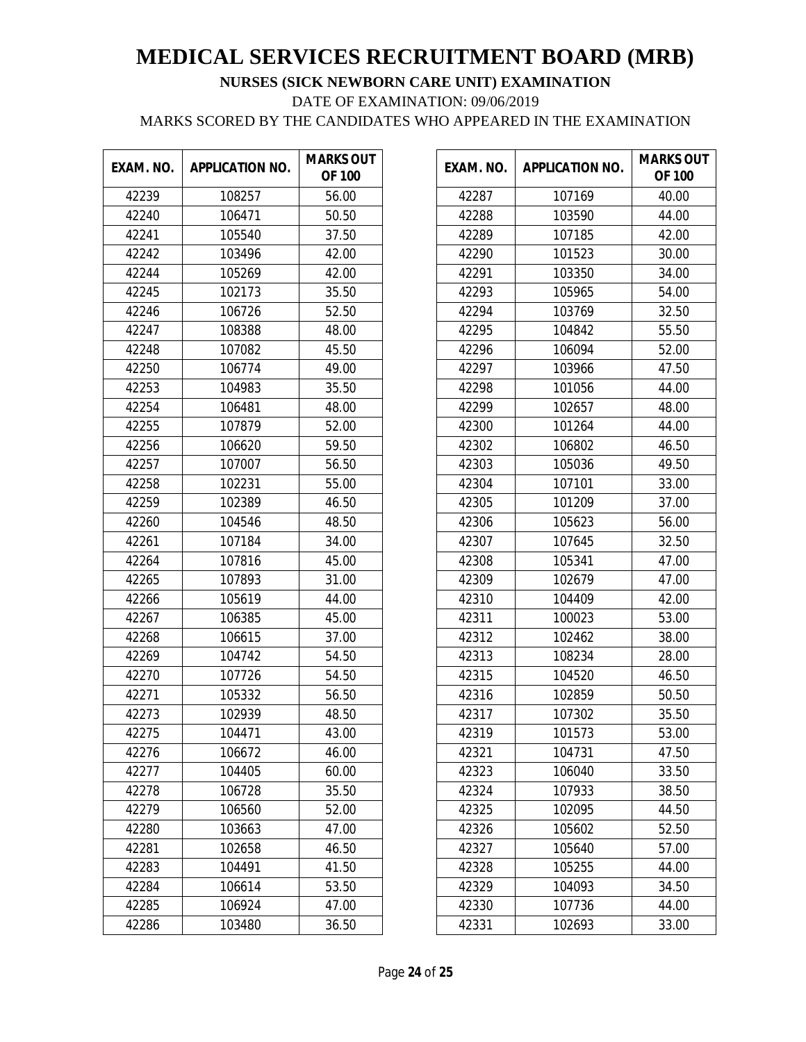# MEDICAL SERVICES RECRUITMENT BOARD (MRB)

**NURSES (SICK NEWBORN CARE UNIT) EXAMINATION**

DATE OF EXAMINATION: 09/06/2019

MARKS SCORED BY THE CANDIDATES WHO APPEARED IN THE EXAMINATION

| EXAM. NO. | APPLICATION NO. | MARKS OUT OF 100 |
|---|---|---|
| 42239 | 108257 | 56.00 |
| 42240 | 106471 | 50.50 |
| 42241 | 105540 | 37.50 |
| 42242 | 103496 | 42.00 |
| 42244 | 105269 | 42.00 |
| 42245 | 102173 | 35.50 |
| 42246 | 106726 | 52.50 |
| 42247 | 108388 | 48.00 |
| 42248 | 107082 | 45.50 |
| 42250 | 106774 | 49.00 |
| 42253 | 104983 | 35.50 |
| 42254 | 106481 | 48.00 |
| 42255 | 107879 | 52.00 |
| 42256 | 106620 | 59.50 |
| 42257 | 107007 | 56.50 |
| 42258 | 102231 | 55.00 |
| 42259 | 102389 | 46.50 |
| 42260 | 104546 | 48.50 |
| 42261 | 107184 | 34.00 |
| 42264 | 107816 | 45.00 |
| 42265 | 107893 | 31.00 |
| 42266 | 105619 | 44.00 |
| 42267 | 106385 | 45.00 |
| 42268 | 106615 | 37.00 |
| 42269 | 104742 | 54.50 |
| 42270 | 107726 | 54.50 |
| 42271 | 105332 | 56.50 |
| 42273 | 102939 | 48.50 |
| 42275 | 104471 | 43.00 |
| 42276 | 106672 | 46.00 |
| 42277 | 104405 | 60.00 |
| 42278 | 106728 | 35.50 |
| 42279 | 106560 | 52.00 |
| 42280 | 103663 | 47.00 |
| 42281 | 102658 | 46.50 |
| 42283 | 104491 | 41.50 |
| 42284 | 106614 | 53.50 |
| 42285 | 106924 | 47.00 |
| 42286 | 103480 | 36.50 |
| 42287 | 107169 | 40.00 |
| 42288 | 103590 | 44.00 |
| 42289 | 107185 | 42.00 |
| 42290 | 101523 | 30.00 |
| 42291 | 103350 | 34.00 |
| 42293 | 105965 | 54.00 |
| 42294 | 103769 | 32.50 |
| 42295 | 104842 | 55.50 |
| 42296 | 106094 | 52.00 |
| 42297 | 103966 | 47.50 |
| 42298 | 101056 | 44.00 |
| 42299 | 102657 | 48.00 |
| 42300 | 101264 | 44.00 |
| 42302 | 106802 | 46.50 |
| 42303 | 105036 | 49.50 |
| 42304 | 107101 | 33.00 |
| 42305 | 101209 | 37.00 |
| 42306 | 105623 | 56.00 |
| 42307 | 107645 | 32.50 |
| 42308 | 105341 | 47.00 |
| 42309 | 102679 | 47.00 |
| 42310 | 104409 | 42.00 |
| 42311 | 100023 | 53.00 |
| 42312 | 102462 | 38.00 |
| 42313 | 108234 | 28.00 |
| 42315 | 104520 | 46.50 |
| 42316 | 102859 | 50.50 |
| 42317 | 107302 | 35.50 |
| 42319 | 101573 | 53.00 |
| 42321 | 104731 | 47.50 |
| 42323 | 106040 | 33.50 |
| 42324 | 107933 | 38.50 |
| 42325 | 102095 | 44.50 |
| 42326 | 105602 | 52.50 |
| 42327 | 105640 | 57.00 |
| 42328 | 105255 | 44.00 |
| 42329 | 104093 | 34.50 |
| 42330 | 107736 | 44.00 |
| 42331 | 102693 | 33.00 |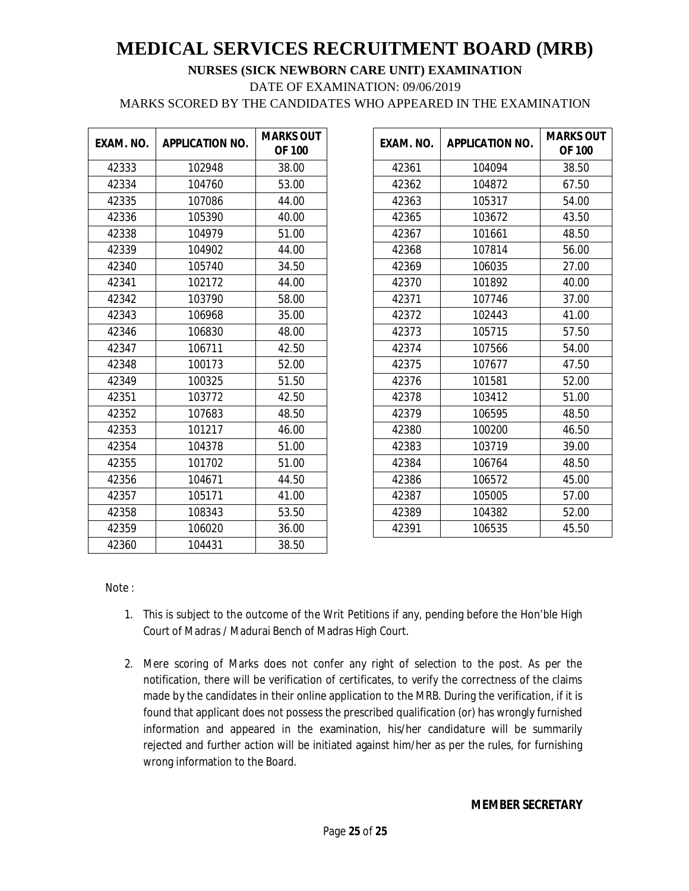# MEDICAL SERVICES RECRUITMENT BOARD (MRB)

**NURSES (SICK NEWBORN CARE UNIT) EXAMINATION**

DATE OF EXAMINATION: 09/06/2019

MARKS SCORED BY THE CANDIDATES WHO APPEARED IN THE EXAMINATION

| EXAM. NO. | APPLICATION NO. | MARKS OUT OF 100 |
|---|---|---|
| 42333 | 102948 | 38.00 |
| 42334 | 104760 | 53.00 |
| 42335 | 107086 | 44.00 |
| 42336 | 105390 | 40.00 |
| 42338 | 104979 | 51.00 |
| 42339 | 104902 | 44.00 |
| 42340 | 105740 | 34.50 |
| 42341 | 102172 | 44.00 |
| 42342 | 103790 | 58.00 |
| 42343 | 106968 | 35.00 |
| 42346 | 106830 | 48.00 |
| 42347 | 106711 | 42.50 |
| 42348 | 100173 | 52.00 |
| 42349 | 100325 | 51.50 |
| 42351 | 103772 | 42.50 |
| 42352 | 107683 | 48.50 |
| 42353 | 101217 | 46.00 |
| 42354 | 104378 | 51.00 |
| 42355 | 101702 | 51.00 |
| 42356 | 104671 | 44.50 |
| 42357 | 105171 | 41.00 |
| 42358 | 108343 | 53.50 |
| 42359 | 106020 | 36.00 |
| 42360 | 104431 | 38.50 |
| 42361 | 104094 | 38.50 |
| 42362 | 104872 | 67.50 |
| 42363 | 105317 | 54.00 |
| 42365 | 103672 | 43.50 |
| 42367 | 101661 | 48.50 |
| 42368 | 107814 | 56.00 |
| 42369 | 106035 | 27.00 |
| 42370 | 101892 | 40.00 |
| 42371 | 107746 | 37.00 |
| 42372 | 102443 | 41.00 |
| 42373 | 105715 | 57.50 |
| 42374 | 107566 | 54.00 |
| 42375 | 107677 | 47.50 |
| 42376 | 101581 | 52.00 |
| 42378 | 103412 | 51.00 |
| 42379 | 106595 | 48.50 |
| 42380 | 100200 | 46.50 |
| 42383 | 103719 | 39.00 |
| 42384 | 106764 | 48.50 |
| 42386 | 106572 | 45.00 |
| 42387 | 105005 | 57.00 |
| 42389 | 104382 | 52.00 |
| 42391 | 106535 | 45.50 |

Note :

1. This is subject to the outcome of the Writ Petitions if any, pending before the Hon'ble High Court of Madras / Madurai Bench of Madras High Court.

2. Mere scoring of Marks does not confer any right of selection to the post. As per the notification, there will be verification of certificates, to verify the correctness of the claims made by the candidates in their online application to the MRB. During the verification, if it is found that applicant does not possess the prescribed qualification (or) has wrongly furnished information and appeared in the examination, his/her candidature will be summarily rejected and further action will be initiated against him/her as per the rules, for furnishing wrong information to the Board.

**MEMBER SECRETARY**